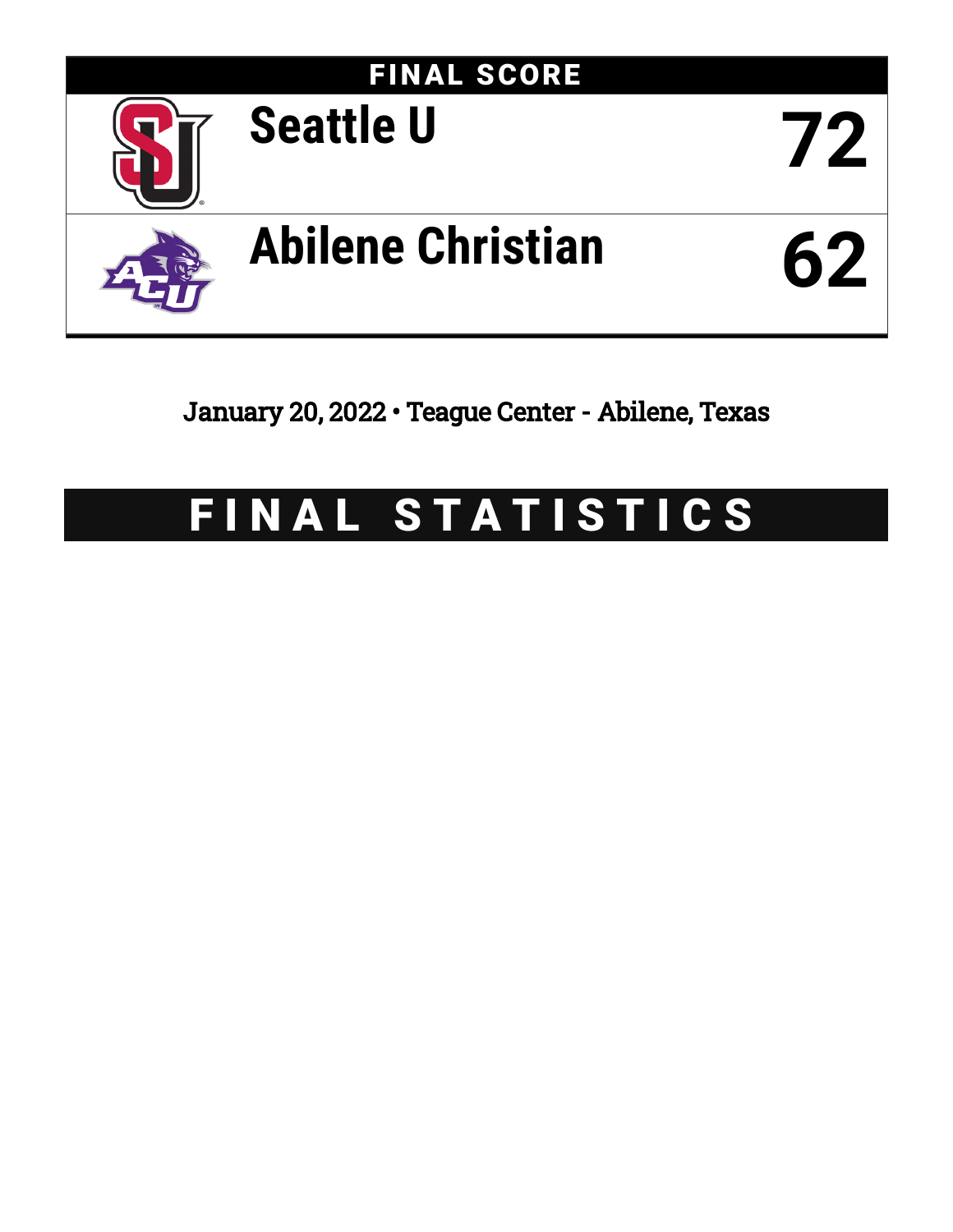## FINAL SCORE

| | |
|---|---|
| Seattle U | 72 |
| Abilene Christian | 62 |

January 20, 2022 • Teague Center - Abilene, Texas

# FINAL STATISTICS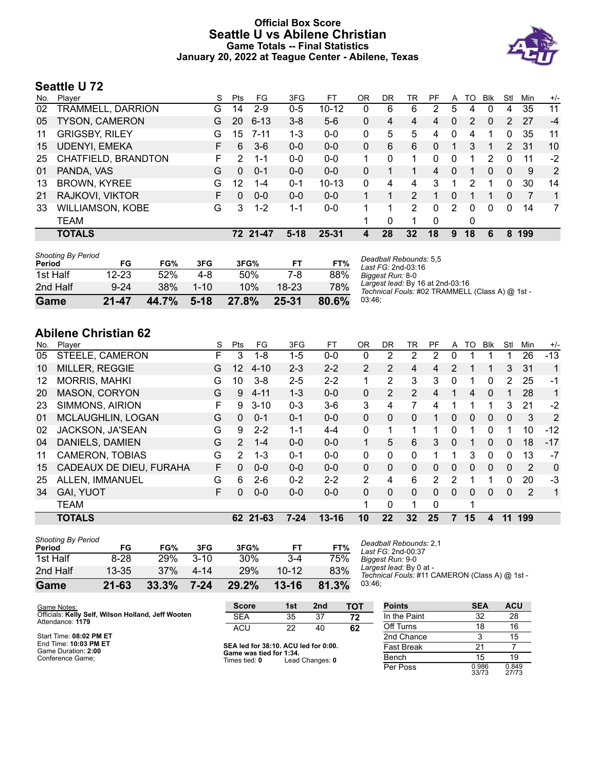# Official Box Score
# Seattle U vs Abilene Christian
## Game Totals -- Final Statistics
## January 20, 2022 at Teague Center - Abilene, Texas

## Seattle U 72

| No. | Player | S | Pts | FG | 3FG | FT | OR | DR | TR | PF | A | TO | Blk | Stl | Min | +/- |
|---|---|---|---|---|---|---|---|---|---|---|---|---|---|---|---|---|
| 02 | TRAMMELL, DARRION | G | 14 | 2-9 | 0-5 | 10-12 | 0 | 6 | 6 | 2 | 5 | 4 | 0 | 4 | 35 | 11 |
| 05 | TYSON, CAMERON | G | 20 | 6-13 | 3-8 | 5-6 | 0 | 4 | 4 | 4 | 0 | 2 | 0 | 2 | 27 | -4 |
| 11 | GRIGSBY, RILEY | G | 15 | 7-11 | 1-3 | 0-0 | 0 | 5 | 5 | 4 | 0 | 4 | 1 | 0 | 35 | 11 |
| 15 | UDENYI, EMEKA | F | 6 | 3-6 | 0-0 | 0-0 | 0 | 6 | 6 | 0 | 1 | 3 | 1 | 2 | 31 | 10 |
| 25 | CHATFIELD, BRANDTON | F | 2 | 1-1 | 0-0 | 0-0 | 1 | 0 | 1 | 0 | 0 | 1 | 2 | 0 | 11 | -2 |
| 01 | PANDA, VAS | G | 0 | 0-1 | 0-0 | 0-0 | 0 | 1 | 1 | 4 | 0 | 1 | 0 | 0 | 9 | 2 |
| 13 | BROWN, KYREE | G | 12 | 1-4 | 0-1 | 10-13 | 0 | 4 | 4 | 3 | 1 | 2 | 1 | 0 | 30 | 14 |
| 21 | RAJKOVI, VIKTOR | F | 0 | 0-0 | 0-0 | 0-0 | 1 | 1 | 2 | 1 | 0 | 1 | 1 | 0 | 7 | 1 |
| 33 | WILLIAMSON, KOBE | G | 3 | 1-2 | 1-1 | 0-0 | 1 | 1 | 2 | 0 | 2 | 0 | 0 | 0 | 14 | 7 |
| | TEAM | | | | | | 1 | 0 | 1 | 0 | | 0 | | | | |
| | **TOTALS** | | **72** | **21-47** | **5-18** | **25-31** | **4** | **28** | **32** | **18** | **9** | **18** | **6** | **8** | **199** | |

| Shooting By Period Period | FG | FG% | 3FG | 3FG% | FT | FT% |
|---|---|---|---|---|---|---|
| 1st Half | 12-23 | 52% | 4-8 | 50% | 7-8 | 88% |
| 2nd Half | 9-24 | 38% | 1-10 | 10% | 18-23 | 78% |
| **Game** | **21-47** | **44.7%** | **5-18** | **27.8%** | **25-31** | **80.6%** |

*Deadball Rebounds:* 5,5
*Last FG:* 2nd-03:16
*Biggest Run:* 8-0
*Largest lead:* By 16 at 2nd-03:16
*Technical Fouls:* #02 TRAMMELL (Class A) @ 1st - 03:46;

## Abilene Christian 62

| No. | Player | S | Pts | FG | 3FG | FT | OR | DR | TR | PF | A | TO | Blk | Stl | Min | +/- |
|---|---|---|---|---|---|---|---|---|---|---|---|---|---|---|---|---|
| 05 | STEELE, CAMERON | F | 3 | 1-8 | 1-5 | 0-0 | 0 | 2 | 2 | 2 | 0 | 1 | 1 | 1 | 26 | -13 |
| 10 | MILLER, REGGIE | G | 12 | 4-10 | 2-3 | 2-2 | 2 | 2 | 4 | 4 | 2 | 1 | 1 | 3 | 31 | 1 |
| 12 | MORRIS, MAHKI | G | 10 | 3-8 | 2-5 | 2-2 | 1 | 2 | 3 | 3 | 0 | 1 | 0 | 2 | 25 | -1 |
| 20 | MASON, CORYON | G | 9 | 4-11 | 1-3 | 0-0 | 0 | 2 | 2 | 4 | 1 | 4 | 0 | 1 | 28 | 1 |
| 23 | SIMMONS, AIRION | F | 9 | 3-10 | 0-3 | 3-6 | 3 | 4 | 7 | 4 | 1 | 1 | 1 | 3 | 21 | -2 |
| 01 | MCLAUGHLIN, LOGAN | G | 0 | 0-1 | 0-1 | 0-0 | 0 | 0 | 0 | 1 | 0 | 0 | 0 | 0 | 3 | 2 |
| 02 | JACKSON, JA'SEAN | G | 9 | 2-2 | 1-1 | 4-4 | 0 | 1 | 1 | 1 | 0 | 1 | 0 | 1 | 10 | -12 |
| 04 | DANIELS, DAMIEN | G | 2 | 1-4 | 0-0 | 0-0 | 1 | 5 | 6 | 3 | 0 | 1 | 0 | 0 | 18 | -17 |
| 11 | CAMERON, TOBIAS | G | 2 | 1-3 | 0-1 | 0-0 | 0 | 0 | 0 | 1 | 1 | 3 | 0 | 0 | 13 | -7 |
| 15 | CADEAUX DE DIEU, FURAHA | F | 0 | 0-0 | 0-0 | 0-0 | 0 | 0 | 0 | 0 | 0 | 0 | 0 | 0 | 2 | 0 |
| 25 | ALLEN, IMMANUEL | G | 6 | 2-6 | 0-2 | 2-2 | 2 | 4 | 6 | 2 | 2 | 1 | 1 | 0 | 20 | -3 |
| 34 | GAI, YUOT | F | 0 | 0-0 | 0-0 | 0-0 | 0 | 0 | 0 | 0 | 0 | 0 | 0 | 0 | 2 | 1 |
| | TEAM | | | | | | 1 | 0 | 1 | 0 | | 1 | | | | |
| | **TOTALS** | | **62** | **21-63** | **7-24** | **13-16** | **10** | **22** | **32** | **25** | **7** | **15** | **4** | **11** | **199** | |

| Shooting By Period Period | FG | FG% | 3FG | 3FG% | FT | FT% |
|---|---|---|---|---|---|---|
| 1st Half | 8-28 | 29% | 3-10 | 30% | 3-4 | 75% |
| 2nd Half | 13-35 | 37% | 4-14 | 29% | 10-12 | 83% |
| **Game** | **21-63** | **33.3%** | **7-24** | **29.2%** | **13-16** | **81.3%** |

*Deadball Rebounds:* 2,1
*Last FG:* 2nd-00:37
*Biggest Run:* 9-0
*Largest lead:* By 0 at -
*Technical Fouls:* #11 CAMERON (Class A) @ 1st - 03:46;

Game Notes:
Officials: **Kelly Self, Wilson Holland, Jeff Wooten**
Attendance: **1179**

Start Time: **08:02 PM ET**
End Time: **10:03 PM ET**
Game Duration: **2:00**
Conference Game;

| Score | 1st | 2nd | TOT |
|---|---|---|---|
| SEA | 35 | 37 | **72** |
| ACU | 22 | 40 | **62** |

**SEA led for 38:10. ACU led for 0:00.**
**Game was tied for 1:34.**
Times tied: **0** Lead Changes: **0**

| Points | SEA | ACU |
|---|---|---|
| In the Paint | 32 | 28 |
| Off Turns | 18 | 16 |
| 2nd Chance | 3 | 15 |
| Fast Break | 21 | 7 |
| Bench | 15 | 19 |
| Per Poss | 0.986 33/73 | 0.849 27/73 |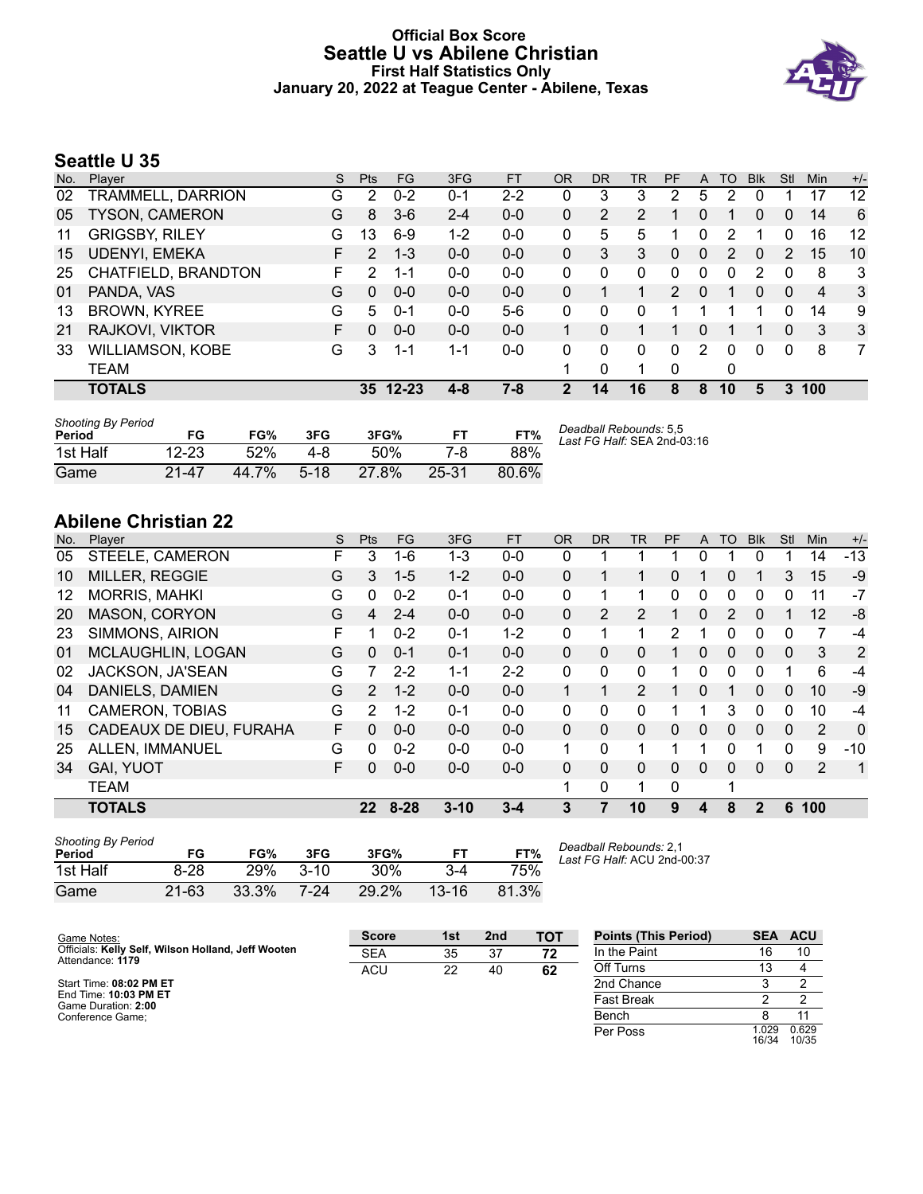# Official Box Score
# Seattle U vs Abilene Christian
## First Half Statistics Only
### January 20, 2022 at Teague Center - Abilene, Texas

## Seattle U 35

| No. | Player | S | Pts | FG | 3FG | FT | OR | DR | TR | PF | A | TO | Blk | Stl | Min | +/- |
|---|---|---|---|---|---|---|---|---|---|---|---|---|---|---|---|---|
| 02 | TRAMMELL, DARRION | G | 2 | 0-2 | 0-1 | 2-2 | 0 | 3 | 3 | 2 | 5 | 2 | 0 | 1 | 17 | 12 |
| 05 | TYSON, CAMERON | G | 8 | 3-6 | 2-4 | 0-0 | 0 | 2 | 2 | 1 | 0 | 1 | 0 | 0 | 14 | 6 |
| 11 | GRIGSBY, RILEY | G | 13 | 6-9 | 1-2 | 0-0 | 0 | 5 | 5 | 1 | 0 | 2 | 1 | 0 | 16 | 12 |
| 15 | UDENYI, EMEKA | F | 2 | 1-3 | 0-0 | 0-0 | 0 | 3 | 3 | 0 | 0 | 2 | 0 | 2 | 15 | 10 |
| 25 | CHATFIELD, BRANDTON | F | 2 | 1-1 | 0-0 | 0-0 | 0 | 0 | 0 | 0 | 0 | 0 | 2 | 0 | 8 | 3 |
| 01 | PANDA, VAS | G | 0 | 0-0 | 0-0 | 0-0 | 0 | 1 | 1 | 2 | 0 | 1 | 0 | 0 | 4 | 3 |
| 13 | BROWN, KYREE | G | 5 | 0-1 | 0-0 | 5-6 | 0 | 0 | 0 | 1 | 1 | 1 | 1 | 0 | 14 | 9 |
| 21 | RAJKOVI, VIKTOR | F | 0 | 0-0 | 0-0 | 0-0 | 1 | 0 | 1 | 1 | 0 | 1 | 1 | 0 | 3 | 3 |
| 33 | WILLIAMSON, KOBE | G | 3 | 1-1 | 1-1 | 0-0 | 0 | 0 | 0 | 0 | 2 | 0 | 0 | 0 | 8 | 7 |
| | TEAM | | | | | | 1 | 0 | 1 | 0 | | 0 | | | | |
| | **TOTALS** | | **35** | **12-23** | **4-8** | **7-8** | **2** | **14** | **16** | **8** | **8** | **10** | **5** | **3** | **100** | |

*Shooting By Period*

| Period | FG | FG% | 3FG | 3FG% | FT | FT% |
|---|---|---|---|---|---|---|
| 1st Half | 12-23 | 52% | 4-8 | 50% | 7-8 | 88% |
| Game | 21-47 | 44.7% | 5-18 | 27.8% | 25-31 | 80.6% |

*Deadball Rebounds:* 5,5
*Last FG Half:* SEA 2nd-03:16

## Abilene Christian 22

| No. | Player | S | Pts | FG | 3FG | FT | OR | DR | TR | PF | A | TO | Blk | Stl | Min | +/- |
|---|---|---|---|---|---|---|---|---|---|---|---|---|---|---|---|---|
| 05 | STEELE, CAMERON | F | 3 | 1-6 | 1-3 | 0-0 | 0 | 1 | 1 | 1 | 0 | 1 | 0 | 1 | 14 | -13 |
| 10 | MILLER, REGGIE | G | 3 | 1-5 | 1-2 | 0-0 | 0 | 1 | 1 | 0 | 1 | 0 | 1 | 3 | 15 | -9 |
| 12 | MORRIS, MAHKI | G | 0 | 0-2 | 0-1 | 0-0 | 0 | 1 | 1 | 0 | 0 | 0 | 0 | 0 | 11 | -7 |
| 20 | MASON, CORYON | G | 4 | 2-4 | 0-0 | 0-0 | 0 | 2 | 2 | 1 | 0 | 2 | 0 | 1 | 12 | -8 |
| 23 | SIMMONS, AIRION | F | 1 | 0-2 | 0-1 | 1-2 | 0 | 1 | 1 | 2 | 1 | 0 | 0 | 0 | 7 | -4 |
| 01 | MCLAUGHLIN, LOGAN | G | 0 | 0-1 | 0-1 | 0-0 | 0 | 0 | 0 | 1 | 0 | 0 | 0 | 0 | 3 | 2 |
| 02 | JACKSON, JA'SEAN | G | 7 | 2-2 | 1-1 | 2-2 | 0 | 0 | 0 | 1 | 0 | 0 | 0 | 1 | 6 | -4 |
| 04 | DANIELS, DAMIEN | G | 2 | 1-2 | 0-0 | 0-0 | 1 | 1 | 2 | 1 | 0 | 1 | 0 | 0 | 10 | -9 |
| 11 | CAMERON, TOBIAS | G | 2 | 1-2 | 0-1 | 0-0 | 0 | 0 | 0 | 1 | 1 | 3 | 0 | 0 | 10 | -4 |
| 15 | CADEAUX DE DIEU, FURAHA | F | 0 | 0-0 | 0-0 | 0-0 | 0 | 0 | 0 | 0 | 0 | 0 | 0 | 0 | 2 | 0 |
| 25 | ALLEN, IMMANUEL | G | 0 | 0-2 | 0-0 | 0-0 | 1 | 0 | 1 | 1 | 1 | 0 | 1 | 0 | 9 | -10 |
| 34 | GAI, YUOT | F | 0 | 0-0 | 0-0 | 0-0 | 0 | 0 | 0 | 0 | 0 | 0 | 0 | 0 | 2 | 1 |
| | TEAM | | | | | | 1 | 0 | 1 | 0 | | 1 | | | | |
| | **TOTALS** | | **22** | **8-28** | **3-10** | **3-4** | **3** | **7** | **10** | **9** | **4** | **8** | **2** | **6** | **100** | |

*Shooting By Period*

| Period | FG | FG% | 3FG | 3FG% | FT | FT% |
|---|---|---|---|---|---|---|
| 1st Half | 8-28 | 29% | 3-10 | 30% | 3-4 | 75% |
| Game | 21-63 | 33.3% | 7-24 | 29.2% | 13-16 | 81.3% |

*Deadball Rebounds:* 2,1
*Last FG Half:* ACU 2nd-00:37

Game Notes:
Officials: **Kelly Self, Wilson Holland, Jeff Wooten**
Attendance: **1179**

Start Time: **08:02 PM ET**
End Time: **10:03 PM ET**
Game Duration: **2:00**
Conference Game;

| Score | 1st | 2nd | TOT |
|---|---|---|---|
| SEA | 35 | 37 | **72** |
| ACU | 22 | 40 | **62** |

| Points (This Period) | SEA | ACU |
|---|---|---|
| In the Paint | 16 | 10 |
| Off Turns | 13 | 4 |
| 2nd Chance | 3 | 2 |
| Fast Break | 2 | 2 |
| Bench | 8 | 11 |
| Per Poss | 1.029 16/34 | 0.629 10/35 |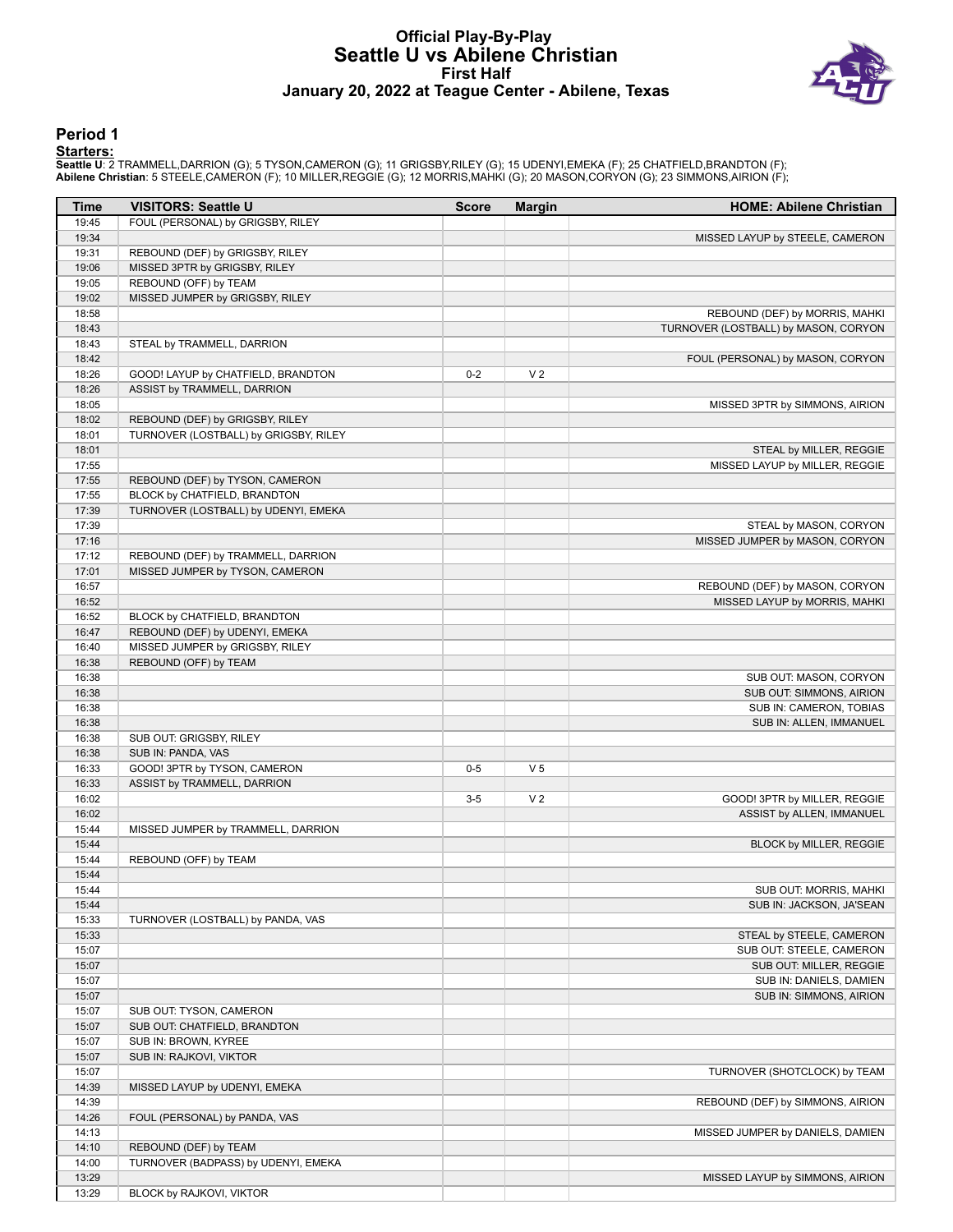# Official Play-By-Play
## Seattle U vs Abilene Christian
### First Half
### January 20, 2022 at Teague Center - Abilene, Texas

## Period 1

**Starters:**

**Seattle U**: 2 TRAMMELL,DARRION (G); 5 TYSON,CAMERON (G); 11 GRIGSBY,RILEY (G); 15 UDENYI,EMEKA (F); 25 CHATFIELD,BRANDTON (F);
**Abilene Christian**: 5 STEELE,CAMERON (F); 10 MILLER,REGGIE (G); 12 MORRIS,MAHKI (G); 20 MASON,CORYON (G); 23 SIMMONS,AIRION (F);

| Time | VISITORS: Seattle U | Score | Margin | HOME: Abilene Christian |
|---|---|---|---|---|
| 19:45 | FOUL (PERSONAL) by GRIGSBY, RILEY | | | |
| 19:34 | | | | MISSED LAYUP by STEELE, CAMERON |
| 19:31 | REBOUND (DEF) by GRIGSBY, RILEY | | | |
| 19:06 | MISSED 3PTR by GRIGSBY, RILEY | | | |
| 19:05 | REBOUND (OFF) by TEAM | | | |
| 19:02 | MISSED JUMPER by GRIGSBY, RILEY | | | |
| 18:58 | | | | REBOUND (DEF) by MORRIS, MAHKI |
| 18:43 | | | | TURNOVER (LOSTBALL) by MASON, CORYON |
| 18:43 | STEAL by TRAMMELL, DARRION | | | |
| 18:42 | | | | FOUL (PERSONAL) by MASON, CORYON |
| 18:26 | GOOD! LAYUP by CHATFIELD, BRANDTON | 0-2 | V 2 | |
| 18:26 | ASSIST by TRAMMELL, DARRION | | | |
| 18:05 | | | | MISSED 3PTR by SIMMONS, AIRION |
| 18:02 | REBOUND (DEF) by GRIGSBY, RILEY | | | |
| 18:01 | TURNOVER (LOSTBALL) by GRIGSBY, RILEY | | | |
| 18:01 | | | | STEAL by MILLER, REGGIE |
| 17:55 | | | | MISSED LAYUP by MILLER, REGGIE |
| 17:55 | REBOUND (DEF) by TYSON, CAMERON | | | |
| 17:55 | BLOCK by CHATFIELD, BRANDTON | | | |
| 17:39 | TURNOVER (LOSTBALL) by UDENYI, EMEKA | | | |
| 17:39 | | | | STEAL by MASON, CORYON |
| 17:16 | | | | MISSED JUMPER by MASON, CORYON |
| 17:12 | REBOUND (DEF) by TRAMMELL, DARRION | | | |
| 17:01 | MISSED JUMPER by TYSON, CAMERON | | | |
| 16:57 | | | | REBOUND (DEF) by MASON, CORYON |
| 16:52 | | | | MISSED LAYUP by MORRIS, MAHKI |
| 16:52 | BLOCK by CHATFIELD, BRANDTON | | | |
| 16:47 | REBOUND (DEF) by UDENYI, EMEKA | | | |
| 16:40 | MISSED JUMPER by GRIGSBY, RILEY | | | |
| 16:38 | REBOUND (OFF) by TEAM | | | |
| 16:38 | | | | SUB OUT: MASON, CORYON |
| 16:38 | | | | SUB OUT: SIMMONS, AIRION |
| 16:38 | | | | SUB IN: CAMERON, TOBIAS |
| 16:38 | | | | SUB IN: ALLEN, IMMANUEL |
| 16:38 | SUB OUT: GRIGSBY, RILEY | | | |
| 16:38 | SUB IN: PANDA, VAS | | | |
| 16:33 | GOOD! 3PTR by TYSON, CAMERON | 0-5 | V 5 | |
| 16:33 | ASSIST by TRAMMELL, DARRION | | | |
| 16:02 | | 3-5 | V 2 | GOOD! 3PTR by MILLER, REGGIE |
| 16:02 | | | | ASSIST by ALLEN, IMMANUEL |
| 15:44 | MISSED JUMPER by TRAMMELL, DARRION | | | |
| 15:44 | | | | BLOCK by MILLER, REGGIE |
| 15:44 | REBOUND (OFF) by TEAM | | | |
| 15:44 | | | | |
| 15:44 | | | | SUB OUT: MORRIS, MAHKI |
| 15:44 | | | | SUB IN: JACKSON, JA'SEAN |
| 15:33 | TURNOVER (LOSTBALL) by PANDA, VAS | | | |
| 15:33 | | | | STEAL by STEELE, CAMERON |
| 15:07 | | | | SUB OUT: STEELE, CAMERON |
| 15:07 | | | | SUB OUT: MILLER, REGGIE |
| 15:07 | | | | SUB IN: DANIELS, DAMIEN |
| 15:07 | | | | SUB IN: SIMMONS, AIRION |
| 15:07 | SUB OUT: TYSON, CAMERON | | | |
| 15:07 | SUB OUT: CHATFIELD, BRANDTON | | | |
| 15:07 | SUB IN: BROWN, KYREE | | | |
| 15:07 | SUB IN: RAJKOVI, VIKTOR | | | |
| 15:07 | | | | TURNOVER (SHOTCLOCK) by TEAM |
| 14:39 | MISSED LAYUP by UDENYI, EMEKA | | | |
| 14:39 | | | | REBOUND (DEF) by SIMMONS, AIRION |
| 14:26 | FOUL (PERSONAL) by PANDA, VAS | | | |
| 14:13 | | | | MISSED JUMPER by DANIELS, DAMIEN |
| 14:10 | REBOUND (DEF) by TEAM | | | |
| 14:00 | TURNOVER (BADPASS) by UDENYI, EMEKA | | | |
| 13:29 | | | | MISSED LAYUP by SIMMONS, AIRION |
| 13:29 | BLOCK by RAJKOVI, VIKTOR | | | |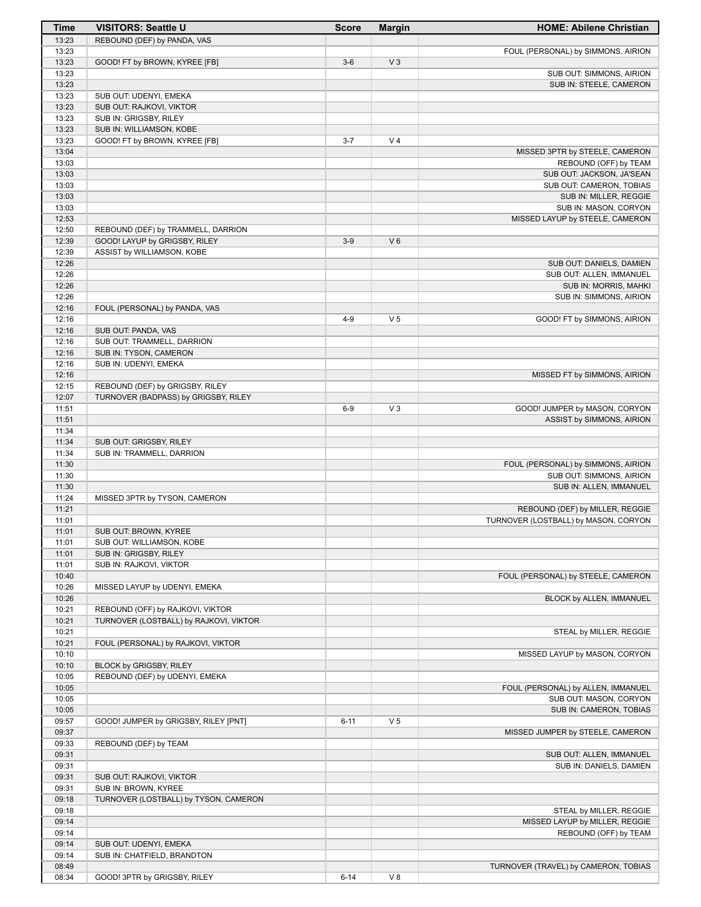| Time | VISITORS: Seattle U | Score | Margin | HOME: Abilene Christian |
|---|---|---|---|---|
| 13:23 | REBOUND (DEF) by PANDA, VAS | | | |
| 13:23 | | | | FOUL (PERSONAL) by SIMMONS, AIRION |
| 13:23 | GOOD! FT by BROWN, KYREE [FB] | 3-6 | V 3 | |
| 13:23 | | | | SUB OUT: SIMMONS, AIRION |
| 13:23 | | | | SUB IN: STEELE, CAMERON |
| 13:23 | SUB OUT: UDENYI, EMEKA | | | |
| 13:23 | SUB OUT: RAJKOVI, VIKTOR | | | |
| 13:23 | SUB IN: GRIGSBY, RILEY | | | |
| 13:23 | SUB IN: WILLIAMSON, KOBE | | | |
| 13:23 | GOOD! FT by BROWN, KYREE [FB] | 3-7 | V 4 | |
| 13:04 | | | | MISSED 3PTR by STEELE, CAMERON |
| 13:03 | | | | REBOUND (OFF) by TEAM |
| 13:03 | | | | SUB OUT: JACKSON, JA'SEAN |
| 13:03 | | | | SUB OUT: CAMERON, TOBIAS |
| 13:03 | | | | SUB IN: MILLER, REGGIE |
| 13:03 | | | | SUB IN: MASON, CORYON |
| 12:53 | | | | MISSED LAYUP by STEELE, CAMERON |
| 12:50 | REBOUND (DEF) by TRAMMELL, DARRION | | | |
| 12:39 | GOOD! LAYUP by GRIGSBY, RILEY | 3-9 | V 6 | |
| 12:39 | ASSIST by WILLIAMSON, KOBE | | | |
| 12:26 | | | | SUB OUT: DANIELS, DAMIEN |
| 12:26 | | | | SUB OUT: ALLEN, IMMANUEL |
| 12:26 | | | | SUB IN: MORRIS, MAHKI |
| 12:26 | | | | SUB IN: SIMMONS, AIRION |
| 12:16 | FOUL (PERSONAL) by PANDA, VAS | | | |
| 12:16 | | 4-9 | V 5 | GOOD! FT by SIMMONS, AIRION |
| 12:16 | SUB OUT: PANDA, VAS | | | |
| 12:16 | SUB OUT: TRAMMELL, DARRION | | | |
| 12:16 | SUB IN: TYSON, CAMERON | | | |
| 12:16 | SUB IN: UDENYI, EMEKA | | | |
| 12:16 | | | | MISSED FT by SIMMONS, AIRION |
| 12:15 | REBOUND (DEF) by GRIGSBY, RILEY | | | |
| 12:07 | TURNOVER (BADPASS) by GRIGSBY, RILEY | | | |
| 11:51 | | 6-9 | V 3 | GOOD! JUMPER by MASON, CORYON |
| 11:51 | | | | ASSIST by SIMMONS, AIRION |
| 11:34 | | | | |
| 11:34 | SUB OUT: GRIGSBY, RILEY | | | |
| 11:34 | SUB IN: TRAMMELL, DARRION | | | |
| 11:30 | | | | FOUL (PERSONAL) by SIMMONS, AIRION |
| 11:30 | | | | SUB OUT: SIMMONS, AIRION |
| 11:30 | | | | SUB IN: ALLEN, IMMANUEL |
| 11:24 | MISSED 3PTR by TYSON, CAMERON | | | |
| 11:21 | | | | REBOUND (DEF) by MILLER, REGGIE |
| 11:01 | | | | TURNOVER (LOSTBALL) by MASON, CORYON |
| 11:01 | SUB OUT: BROWN, KYREE | | | |
| 11:01 | SUB OUT: WILLIAMSON, KOBE | | | |
| 11:01 | SUB IN: GRIGSBY, RILEY | | | |
| 11:01 | SUB IN: RAJKOVI, VIKTOR | | | |
| 10:40 | | | | FOUL (PERSONAL) by STEELE, CAMERON |
| 10:26 | MISSED LAYUP by UDENYI, EMEKA | | | |
| 10:26 | | | | BLOCK by ALLEN, IMMANUEL |
| 10:21 | REBOUND (OFF) by RAJKOVI, VIKTOR | | | |
| 10:21 | TURNOVER (LOSTBALL) by RAJKOVI, VIKTOR | | | |
| 10:21 | | | | STEAL by MILLER, REGGIE |
| 10:21 | FOUL (PERSONAL) by RAJKOVI, VIKTOR | | | |
| 10:10 | | | | MISSED LAYUP by MASON, CORYON |
| 10:10 | BLOCK by GRIGSBY, RILEY | | | |
| 10:05 | REBOUND (DEF) by UDENYI, EMEKA | | | |
| 10:05 | | | | FOUL (PERSONAL) by ALLEN, IMMANUEL |
| 10:05 | | | | SUB OUT: MASON, CORYON |
| 10:05 | | | | SUB IN: CAMERON, TOBIAS |
| 09:57 | GOOD! JUMPER by GRIGSBY, RILEY [PNT] | 6-11 | V 5 | |
| 09:37 | | | | MISSED JUMPER by STEELE, CAMERON |
| 09:33 | REBOUND (DEF) by TEAM | | | |
| 09:31 | | | | SUB OUT: ALLEN, IMMANUEL |
| 09:31 | | | | SUB IN: DANIELS, DAMIEN |
| 09:31 | SUB OUT: RAJKOVI, VIKTOR | | | |
| 09:31 | SUB IN: BROWN, KYREE | | | |
| 09:18 | TURNOVER (LOSTBALL) by TYSON, CAMERON | | | |
| 09:18 | | | | STEAL by MILLER, REGGIE |
| 09:14 | | | | MISSED LAYUP by MILLER, REGGIE |
| 09:14 | | | | REBOUND (OFF) by TEAM |
| 09:14 | SUB OUT: UDENYI, EMEKA | | | |
| 09:14 | SUB IN: CHATFIELD, BRANDTON | | | |
| 08:49 | | | | TURNOVER (TRAVEL) by CAMERON, TOBIAS |
| 08:34 | GOOD! 3PTR by GRIGSBY, RILEY | 6-14 | V 8 | |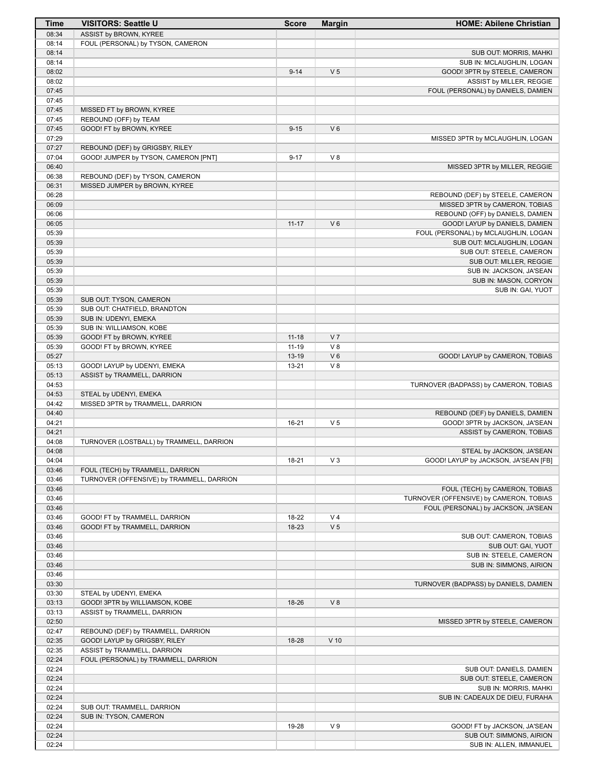| Time | VISITORS: Seattle U | Score | Margin | HOME: Abilene Christian |
|---|---|---|---|---|
| 08:34 | ASSIST by BROWN, KYREE | | | |
| 08:14 | FOUL (PERSONAL) by TYSON, CAMERON | | | |
| 08:14 | | | | SUB OUT: MORRIS, MAHKI |
| 08:14 | | | | SUB IN: MCLAUGHLIN, LOGAN |
| 08:02 | | 9-14 | V 5 | GOOD! 3PTR by STEELE, CAMERON |
| 08:02 | | | | ASSIST by MILLER, REGGIE |
| 07:45 | | | | FOUL (PERSONAL) by DANIELS, DAMIEN |
| 07:45 | | | | |
| 07:45 | MISSED FT by BROWN, KYREE | | | |
| 07:45 | REBOUND (OFF) by TEAM | | | |
| 07:45 | GOOD! FT by BROWN, KYREE | 9-15 | V 6 | |
| 07:29 | | | | MISSED 3PTR by MCLAUGHLIN, LOGAN |
| 07:27 | REBOUND (DEF) by GRIGSBY, RILEY | | | |
| 07:04 | GOOD! JUMPER by TYSON, CAMERON [PNT] | 9-17 | V 8 | |
| 06:40 | | | | MISSED 3PTR by MILLER, REGGIE |
| 06:38 | REBOUND (DEF) by TYSON, CAMERON | | | |
| 06:31 | MISSED JUMPER by BROWN, KYREE | | | |
| 06:28 | | | | REBOUND (DEF) by STEELE, CAMERON |
| 06:09 | | | | MISSED 3PTR by CAMERON, TOBIAS |
| 06:06 | | | | REBOUND (OFF) by DANIELS, DAMIEN |
| 06:05 | | 11-17 | V 6 | GOOD! LAYUP by DANIELS, DAMIEN |
| 05:39 | | | | FOUL (PERSONAL) by MCLAUGHLIN, LOGAN |
| 05:39 | | | | SUB OUT: MCLAUGHLIN, LOGAN |
| 05:39 | | | | SUB OUT: STEELE, CAMERON |
| 05:39 | | | | SUB OUT: MILLER, REGGIE |
| 05:39 | | | | SUB IN: JACKSON, JA'SEAN |
| 05:39 | | | | SUB IN: MASON, CORYON |
| 05:39 | | | | SUB IN: GAI, YUOT |
| 05:39 | SUB OUT: TYSON, CAMERON | | | |
| 05:39 | SUB OUT: CHATFIELD, BRANDTON | | | |
| 05:39 | SUB IN: UDENYI, EMEKA | | | |
| 05:39 | SUB IN: WILLIAMSON, KOBE | | | |
| 05:39 | GOOD! FT by BROWN, KYREE | 11-18 | V 7 | |
| 05:39 | GOOD! FT by BROWN, KYREE | 11-19 | V 8 | |
| 05:27 | | 13-19 | V 6 | GOOD! LAYUP by CAMERON, TOBIAS |
| 05:13 | GOOD! LAYUP by UDENYI, EMEKA | 13-21 | V 8 | |
| 05:13 | ASSIST by TRAMMELL, DARRION | | | |
| 04:53 | | | | TURNOVER (BADPASS) by CAMERON, TOBIAS |
| 04:53 | STEAL by UDENYI, EMEKA | | | |
| 04:42 | MISSED 3PTR by TRAMMELL, DARRION | | | |
| 04:40 | | | | REBOUND (DEF) by DANIELS, DAMIEN |
| 04:21 | | 16-21 | V 5 | GOOD! 3PTR by JACKSON, JA'SEAN |
| 04:21 | | | | ASSIST by CAMERON, TOBIAS |
| 04:08 | TURNOVER (LOSTBALL) by TRAMMELL, DARRION | | | |
| 04:08 | | | | STEAL by JACKSON, JA'SEAN |
| 04:04 | | 18-21 | V 3 | GOOD! LAYUP by JACKSON, JA'SEAN [FB] |
| 03:46 | FOUL (TECH) by TRAMMELL, DARRION | | | |
| 03:46 | TURNOVER (OFFENSIVE) by TRAMMELL, DARRION | | | |
| 03:46 | | | | FOUL (TECH) by CAMERON, TOBIAS |
| 03:46 | | | | TURNOVER (OFFENSIVE) by CAMERON, TOBIAS |
| 03:46 | | | | FOUL (PERSONAL) by JACKSON, JA'SEAN |
| 03:46 | GOOD! FT by TRAMMELL, DARRION | 18-22 | V 4 | |
| 03:46 | GOOD! FT by TRAMMELL, DARRION | 18-23 | V 5 | |
| 03:46 | | | | SUB OUT: CAMERON, TOBIAS |
| 03:46 | | | | SUB OUT: GAI, YUOT |
| 03:46 | | | | SUB IN: STEELE, CAMERON |
| 03:46 | | | | SUB IN: SIMMONS, AIRION |
| 03:46 | | | | |
| 03:30 | | | | TURNOVER (BADPASS) by DANIELS, DAMIEN |
| 03:30 | STEAL by UDENYI, EMEKA | | | |
| 03:13 | GOOD! 3PTR by WILLIAMSON, KOBE | 18-26 | V 8 | |
| 03:13 | ASSIST by TRAMMELL, DARRION | | | |
| 02:50 | | | | MISSED 3PTR by STEELE, CAMERON |
| 02:47 | REBOUND (DEF) by TRAMMELL, DARRION | | | |
| 02:35 | GOOD! LAYUP by GRIGSBY, RILEY | 18-28 | V 10 | |
| 02:35 | ASSIST by TRAMMELL, DARRION | | | |
| 02:24 | FOUL (PERSONAL) by TRAMMELL, DARRION | | | |
| 02:24 | | | | SUB OUT: DANIELS, DAMIEN |
| 02:24 | | | | SUB OUT: STEELE, CAMERON |
| 02:24 | | | | SUB IN: MORRIS, MAHKI |
| 02:24 | | | | SUB IN: CADEAUX DE DIEU, FURAHA |
| 02:24 | SUB OUT: TRAMMELL, DARRION | | | |
| 02:24 | SUB IN: TYSON, CAMERON | | | |
| 02:24 | | 19-28 | V 9 | GOOD! FT by JACKSON, JA'SEAN |
| 02:24 | | | | SUB OUT: SIMMONS, AIRION |
| 02:24 | | | | SUB IN: ALLEN, IMMANUEL |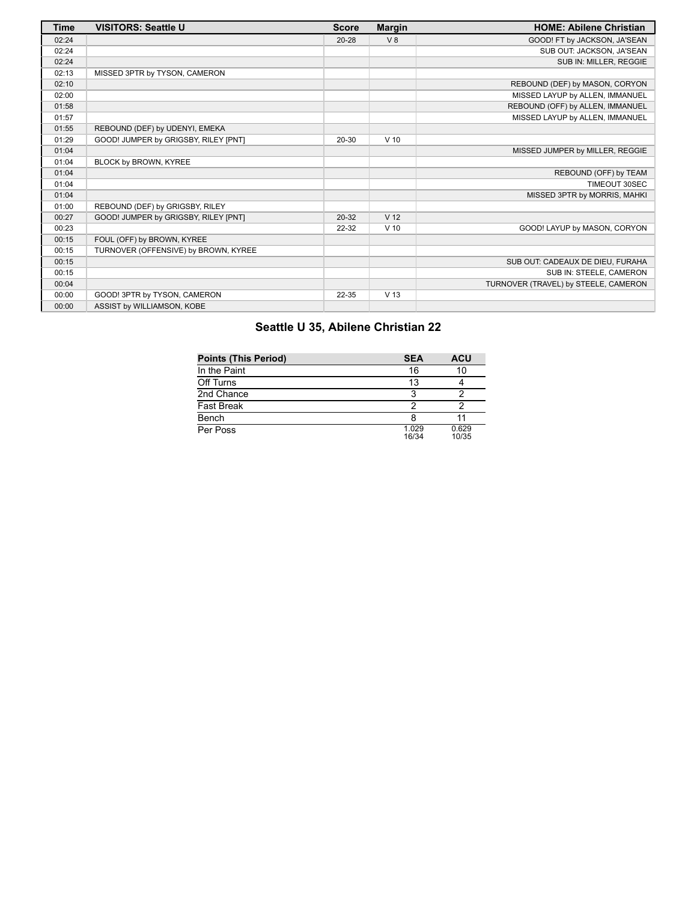| Time | VISITORS: Seattle U | Score | Margin | HOME: Abilene Christian |
|---|---|---|---|---|
| 02:24 | | 20-28 | V 8 | GOOD! FT by JACKSON, JA'SEAN |
| 02:24 | | | | SUB OUT: JACKSON, JA'SEAN |
| 02:24 | | | | SUB IN: MILLER, REGGIE |
| 02:13 | MISSED 3PTR by TYSON, CAMERON | | | |
| 02:10 | | | | REBOUND (DEF) by MASON, CORYON |
| 02:00 | | | | MISSED LAYUP by ALLEN, IMMANUEL |
| 01:58 | | | | REBOUND (OFF) by ALLEN, IMMANUEL |
| 01:57 | | | | MISSED LAYUP by ALLEN, IMMANUEL |
| 01:55 | REBOUND (DEF) by UDENYI, EMEKA | | | |
| 01:29 | GOOD! JUMPER by GRIGSBY, RILEY [PNT] | 20-30 | V 10 | |
| 01:04 | | | | MISSED JUMPER by MILLER, REGGIE |
| 01:04 | BLOCK by BROWN, KYREE | | | |
| 01:04 | | | | REBOUND (OFF) by TEAM |
| 01:04 | | | | TIMEOUT 30SEC |
| 01:04 | | | | MISSED 3PTR by MORRIS, MAHKI |
| 01:00 | REBOUND (DEF) by GRIGSBY, RILEY | | | |
| 00:27 | GOOD! JUMPER by GRIGSBY, RILEY [PNT] | 20-32 | V 12 | |
| 00:23 | | 22-32 | V 10 | GOOD! LAYUP by MASON, CORYON |
| 00:15 | FOUL (OFF) by BROWN, KYREE | | | |
| 00:15 | TURNOVER (OFFENSIVE) by BROWN, KYREE | | | |
| 00:15 | | | | SUB OUT: CADEAUX DE DIEU, FURAHA |
| 00:15 | | | | SUB IN: STEELE, CAMERON |
| 00:04 | | | | TURNOVER (TRAVEL) by STEELE, CAMERON |
| 00:00 | GOOD! 3PTR by TYSON, CAMERON | 22-35 | V 13 | |
| 00:00 | ASSIST by WILLIAMSON, KOBE | | | |

## Seattle U 35, Abilene Christian 22

| Points (This Period) | SEA | ACU |
|---|---|---|
| In the Paint | 16 | 10 |
| Off Turns | 13 | 4 |
| 2nd Chance | 3 | 2 |
| Fast Break | 2 | 2 |
| Bench | 8 | 11 |
| Per Poss | 1.029 16/34 | 0.629 10/35 |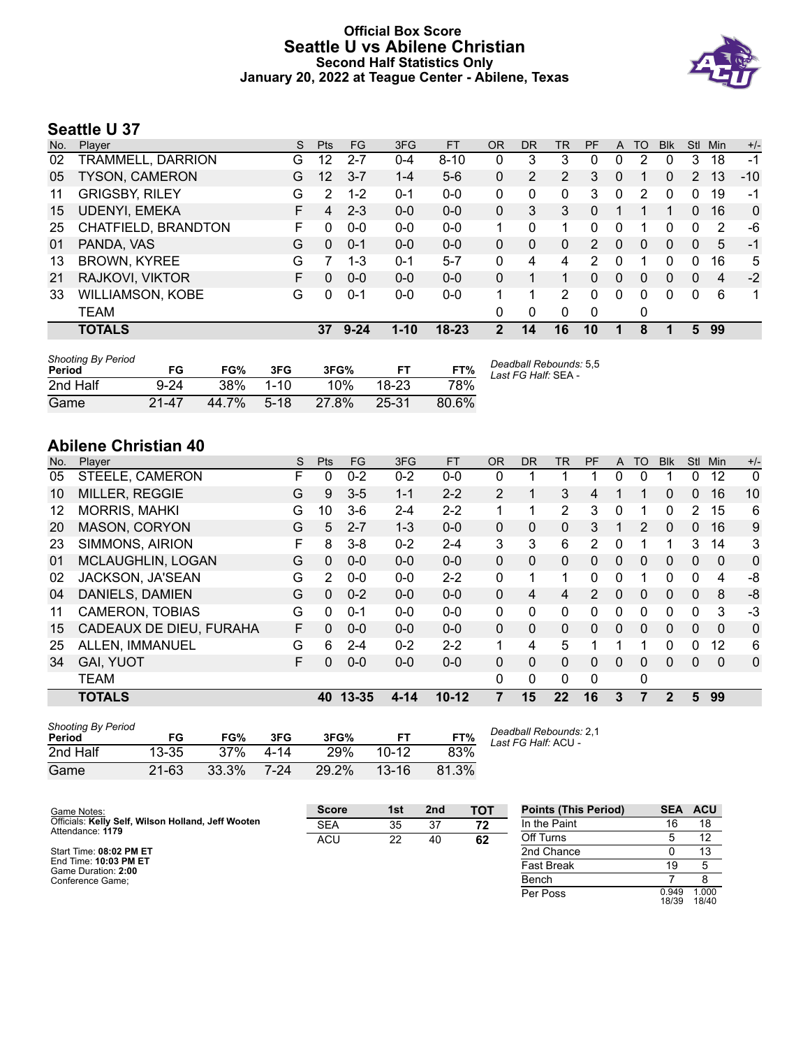# Official Box Score
# Seattle U vs Abilene Christian
### Second Half Statistics Only
### January 20, 2022 at Teague Center - Abilene, Texas

## Seattle U 37

| No. | Player | S | Pts | FG | 3FG | FT | OR | DR | TR | PF | A | TO | Blk | Stl | Min | +/- |
|---|---|---|---|---|---|---|---|---|---|---|---|---|---|---|---|---|
| 02 | TRAMMELL, DARRION | G | 12 | 2-7 | 0-4 | 8-10 | 0 | 3 | 3 | 0 | 0 | 2 | 0 | 3 | 18 | -1 |
| 05 | TYSON, CAMERON | G | 12 | 3-7 | 1-4 | 5-6 | 0 | 2 | 2 | 3 | 0 | 1 | 0 | 2 | 13 | -10 |
| 11 | GRIGSBY, RILEY | G | 2 | 1-2 | 0-1 | 0-0 | 0 | 0 | 0 | 3 | 0 | 2 | 0 | 0 | 19 | -1 |
| 15 | UDENYI, EMEKA | F | 4 | 2-3 | 0-0 | 0-0 | 0 | 3 | 3 | 0 | 1 | 1 | 1 | 0 | 16 | 0 |
| 25 | CHATFIELD, BRANDTON | F | 0 | 0-0 | 0-0 | 0-0 | 1 | 0 | 1 | 0 | 0 | 1 | 0 | 0 | 2 | -6 |
| 01 | PANDA, VAS | G | 0 | 0-1 | 0-0 | 0-0 | 0 | 0 | 0 | 2 | 0 | 0 | 0 | 0 | 5 | -1 |
| 13 | BROWN, KYREE | G | 7 | 1-3 | 0-1 | 5-7 | 0 | 4 | 4 | 2 | 0 | 1 | 0 | 0 | 16 | 5 |
| 21 | RAJKOVI, VIKTOR | F | 0 | 0-0 | 0-0 | 0-0 | 0 | 1 | 1 | 0 | 0 | 0 | 0 | 0 | 4 | -2 |
| 33 | WILLIAMSON, KOBE | G | 0 | 0-1 | 0-0 | 0-0 | 1 | 1 | 2 | 0 | 0 | 0 | 0 | 0 | 6 | 1 |
| | TEAM | | | | | | 0 | 0 | 0 | 0 | | 0 | | | | |
| | **TOTALS** | | **37** | **9-24** | **1-10** | **18-23** | **2** | **14** | **16** | **10** | **1** | **8** | **1** | **5** | **99** | |

*Shooting By Period*

| Period | FG | FG% | 3FG | 3FG% | FT | FT% |
|---|---|---|---|---|---|---|
| 2nd Half | 9-24 | 38% | 1-10 | 10% | 18-23 | 78% |
| Game | 21-47 | 44.7% | 5-18 | 27.8% | 25-31 | 80.6% |

*Deadball Rebounds:* 5,5
*Last FG Half:* SEA -

## Abilene Christian 40

| No. | Player | S | Pts | FG | 3FG | FT | OR | DR | TR | PF | A | TO | Blk | Stl | Min | +/- |
|---|---|---|---|---|---|---|---|---|---|---|---|---|---|---|---|---|
| 05 | STEELE, CAMERON | F | 0 | 0-2 | 0-2 | 0-0 | 0 | 1 | 1 | 1 | 0 | 0 | 1 | 0 | 12 | 0 |
| 10 | MILLER, REGGIE | G | 9 | 3-5 | 1-1 | 2-2 | 2 | 1 | 3 | 4 | 1 | 1 | 0 | 0 | 16 | 10 |
| 12 | MORRIS, MAHKI | G | 10 | 3-6 | 2-4 | 2-2 | 1 | 1 | 2 | 3 | 0 | 1 | 0 | 2 | 15 | 6 |
| 20 | MASON, CORYON | G | 5 | 2-7 | 1-3 | 0-0 | 0 | 0 | 0 | 3 | 1 | 2 | 0 | 0 | 16 | 9 |
| 23 | SIMMONS, AIRION | F | 8 | 3-8 | 0-2 | 2-4 | 3 | 3 | 6 | 2 | 0 | 1 | 1 | 3 | 14 | 3 |
| 01 | MCLAUGHLIN, LOGAN | G | 0 | 0-0 | 0-0 | 0-0 | 0 | 0 | 0 | 0 | 0 | 0 | 0 | 0 | 0 | 0 |
| 02 | JACKSON, JA'SEAN | G | 2 | 0-0 | 0-0 | 2-2 | 0 | 1 | 1 | 0 | 0 | 1 | 0 | 0 | 4 | -8 |
| 04 | DANIELS, DAMIEN | G | 0 | 0-2 | 0-0 | 0-0 | 0 | 4 | 4 | 2 | 0 | 0 | 0 | 0 | 8 | -8 |
| 11 | CAMERON, TOBIAS | G | 0 | 0-1 | 0-0 | 0-0 | 0 | 0 | 0 | 0 | 0 | 0 | 0 | 0 | 3 | -3 |
| 15 | CADEAUX DE DIEU, FURAHA | F | 0 | 0-0 | 0-0 | 0-0 | 0 | 0 | 0 | 0 | 0 | 0 | 0 | 0 | 0 | 0 |
| 25 | ALLEN, IMMANUEL | G | 6 | 2-4 | 0-2 | 2-2 | 1 | 4 | 5 | 1 | 1 | 1 | 0 | 0 | 12 | 6 |
| 34 | GAI, YUOT | F | 0 | 0-0 | 0-0 | 0-0 | 0 | 0 | 0 | 0 | 0 | 0 | 0 | 0 | 0 | 0 |
| | TEAM | | | | | | 0 | 0 | 0 | 0 | | 0 | | | | |
| | **TOTALS** | | **40** | **13-35** | **4-14** | **10-12** | **7** | **15** | **22** | **16** | **3** | **7** | **2** | **5** | **99** | |

*Shooting By Period*

| Period | FG | FG% | 3FG | 3FG% | FT | FT% |
|---|---|---|---|---|---|---|
| 2nd Half | 13-35 | 37% | 4-14 | 29% | 10-12 | 83% |
| Game | 21-63 | 33.3% | 7-24 | 29.2% | 13-16 | 81.3% |

*Deadball Rebounds:* 2,1
*Last FG Half:* ACU -

Game Notes:
Officials: **Kelly Self, Wilson Holland, Jeff Wooten**
Attendance: **1179**

Start Time: **08:02 PM ET**
End Time: **10:03 PM ET**
Game Duration: **2:00**
Conference Game;

| Score | 1st | 2nd | TOT |
|---|---|---|---|
| SEA | 35 | 37 | **72** |
| ACU | 22 | 40 | **62** |

| Points (This Period) | SEA | ACU |
|---|---|---|
| In the Paint | 16 | 18 |
| Off Turns | 5 | 12 |
| 2nd Chance | 0 | 13 |
| Fast Break | 19 | 5 |
| Bench | 7 | 8 |
| Per Poss | 0.949 18/39 | 1.000 18/40 |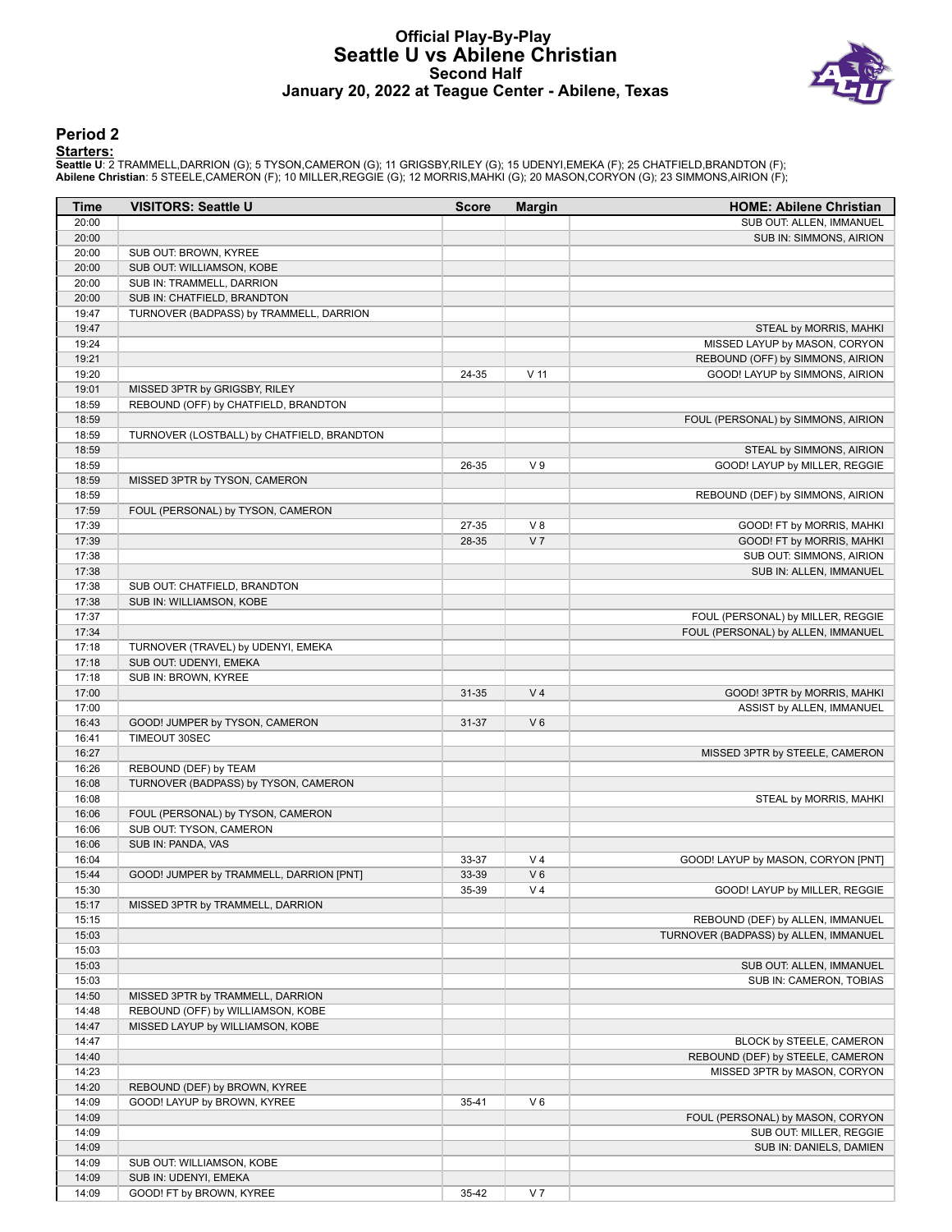# Official Play-By-Play
## Seattle U vs Abilene Christian
### Second Half
### January 20, 2022 at Teague Center - Abilene, Texas

## Period 2

**Starters:**

**Seattle U**: 2 TRAMMELL,DARRION (G); 5 TYSON,CAMERON (G); 11 GRIGSBY,RILEY (G); 15 UDENYI,EMEKA (F); 25 CHATFIELD,BRANDTON (F);
**Abilene Christian**: 5 STEELE,CAMERON (F); 10 MILLER,REGGIE (G); 12 MORRIS,MAHKI (G); 20 MASON,CORYON (G); 23 SIMMONS,AIRION (F);

| Time | VISITORS: Seattle U | Score | Margin | HOME: Abilene Christian |
|---|---|---|---|---|
| 20:00 | | | | SUB OUT: ALLEN, IMMANUEL |
| 20:00 | | | | SUB IN: SIMMONS, AIRION |
| 20:00 | SUB OUT: BROWN, KYREE | | | |
| 20:00 | SUB OUT: WILLIAMSON, KOBE | | | |
| 20:00 | SUB IN: TRAMMELL, DARRION | | | |
| 20:00 | SUB IN: CHATFIELD, BRANDTON | | | |
| 19:47 | TURNOVER (BADPASS) by TRAMMELL, DARRION | | | |
| 19:47 | | | | STEAL by MORRIS, MAHKI |
| 19:24 | | | | MISSED LAYUP by MASON, CORYON |
| 19:21 | | | | REBOUND (OFF) by SIMMONS, AIRION |
| 19:20 | | 24-35 | V 11 | GOOD! LAYUP by SIMMONS, AIRION |
| 19:01 | MISSED 3PTR by GRIGSBY, RILEY | | | |
| 18:59 | REBOUND (OFF) by CHATFIELD, BRANDTON | | | |
| 18:59 | | | | FOUL (PERSONAL) by SIMMONS, AIRION |
| 18:59 | TURNOVER (LOSTBALL) by CHATFIELD, BRANDTON | | | |
| 18:59 | | | | STEAL by SIMMONS, AIRION |
| 18:59 | | 26-35 | V 9 | GOOD! LAYUP by MILLER, REGGIE |
| 18:59 | MISSED 3PTR by TYSON, CAMERON | | | |
| 18:59 | | | | REBOUND (DEF) by SIMMONS, AIRION |
| 17:59 | FOUL (PERSONAL) by TYSON, CAMERON | | | |
| 17:39 | | 27-35 | V 8 | GOOD! FT by MORRIS, MAHKI |
| 17:39 | | 28-35 | V 7 | GOOD! FT by MORRIS, MAHKI |
| 17:38 | | | | SUB OUT: SIMMONS, AIRION |
| 17:38 | | | | SUB IN: ALLEN, IMMANUEL |
| 17:38 | SUB OUT: CHATFIELD, BRANDTON | | | |
| 17:38 | SUB IN: WILLIAMSON, KOBE | | | |
| 17:37 | | | | FOUL (PERSONAL) by MILLER, REGGIE |
| 17:34 | | | | FOUL (PERSONAL) by ALLEN, IMMANUEL |
| 17:18 | TURNOVER (TRAVEL) by UDENYI, EMEKA | | | |
| 17:18 | SUB OUT: UDENYI, EMEKA | | | |
| 17:18 | SUB IN: BROWN, KYREE | | | |
| 17:00 | | 31-35 | V 4 | GOOD! 3PTR by MORRIS, MAHKI |
| 17:00 | | | | ASSIST by ALLEN, IMMANUEL |
| 16:43 | GOOD! JUMPER by TYSON, CAMERON | 31-37 | V 6 | |
| 16:41 | TIMEOUT 30SEC | | | |
| 16:27 | | | | MISSED 3PTR by STEELE, CAMERON |
| 16:26 | REBOUND (DEF) by TEAM | | | |
| 16:08 | TURNOVER (BADPASS) by TYSON, CAMERON | | | |
| 16:08 | | | | STEAL by MORRIS, MAHKI |
| 16:06 | FOUL (PERSONAL) by TYSON, CAMERON | | | |
| 16:06 | SUB OUT: TYSON, CAMERON | | | |
| 16:06 | SUB IN: PANDA, VAS | | | |
| 16:04 | | 33-37 | V 4 | GOOD! LAYUP by MASON, CORYON [PNT] |
| 15:44 | GOOD! JUMPER by TRAMMELL, DARRION [PNT] | 33-39 | V 6 | |
| 15:30 | | 35-39 | V 4 | GOOD! LAYUP by MILLER, REGGIE |
| 15:17 | MISSED 3PTR by TRAMMELL, DARRION | | | |
| 15:15 | | | | REBOUND (DEF) by ALLEN, IMMANUEL |
| 15:03 | | | | TURNOVER (BADPASS) by ALLEN, IMMANUEL |
| 15:03 | | | | |
| 15:03 | | | | SUB OUT: ALLEN, IMMANUEL |
| 15:03 | | | | SUB IN: CAMERON, TOBIAS |
| 14:50 | MISSED 3PTR by TRAMMELL, DARRION | | | |
| 14:48 | REBOUND (OFF) by WILLIAMSON, KOBE | | | |
| 14:47 | MISSED LAYUP by WILLIAMSON, KOBE | | | |
| 14:47 | | | | BLOCK by STEELE, CAMERON |
| 14:40 | | | | REBOUND (DEF) by STEELE, CAMERON |
| 14:23 | | | | MISSED 3PTR by MASON, CORYON |
| 14:20 | REBOUND (DEF) by BROWN, KYREE | | | |
| 14:09 | GOOD! LAYUP by BROWN, KYREE | 35-41 | V 6 | |
| 14:09 | | | | FOUL (PERSONAL) by MASON, CORYON |
| 14:09 | | | | SUB OUT: MILLER, REGGIE |
| 14:09 | | | | SUB IN: DANIELS, DAMIEN |
| 14:09 | SUB OUT: WILLIAMSON, KOBE | | | |
| 14:09 | SUB IN: UDENYI, EMEKA | | | |
| 14:09 | GOOD! FT by BROWN, KYREE | 35-42 | V 7 | |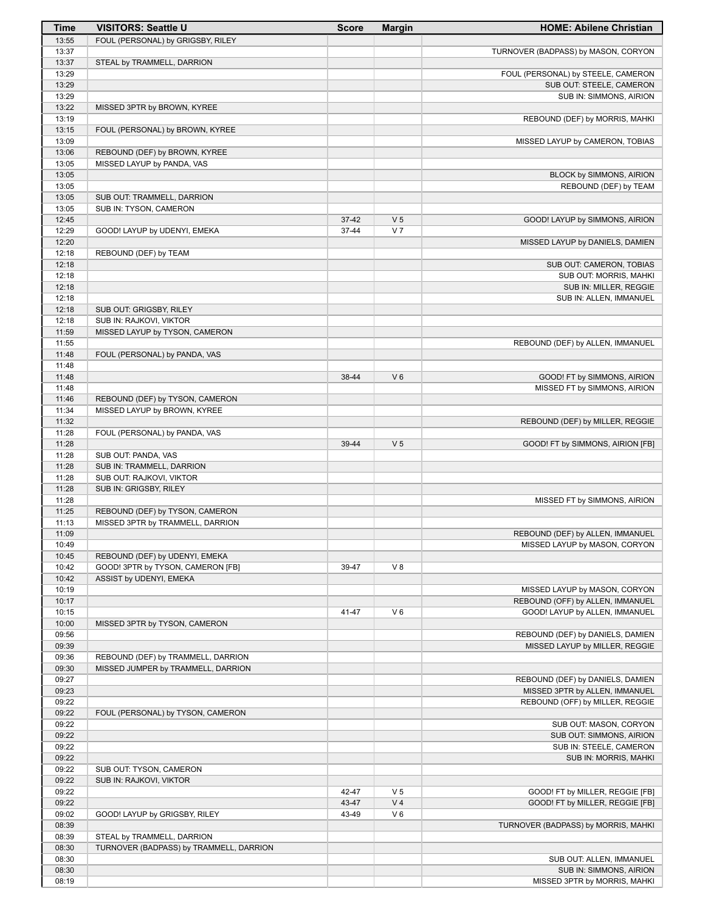| Time | VISITORS: Seattle U | Score | Margin | HOME: Abilene Christian |
| --- | --- | --- | --- | --- |
| 13:55 | FOUL (PERSONAL) by GRIGSBY, RILEY | | | |
| 13:37 | | | | TURNOVER (BADPASS) by MASON, CORYON |
| 13:37 | STEAL by TRAMMELL, DARRION | | | |
| 13:29 | | | | FOUL (PERSONAL) by STEELE, CAMERON |
| 13:29 | | | | SUB OUT: STEELE, CAMERON |
| 13:29 | | | | SUB IN: SIMMONS, AIRION |
| 13:22 | MISSED 3PTR by BROWN, KYREE | | | |
| 13:19 | | | | REBOUND (DEF) by MORRIS, MAHKI |
| 13:15 | FOUL (PERSONAL) by BROWN, KYREE | | | |
| 13:09 | | | | MISSED LAYUP by CAMERON, TOBIAS |
| 13:06 | REBOUND (DEF) by BROWN, KYREE | | | |
| 13:05 | MISSED LAYUP by PANDA, VAS | | | |
| 13:05 | | | | BLOCK by SIMMONS, AIRION |
| 13:05 | | | | REBOUND (DEF) by TEAM |
| 13:05 | SUB OUT: TRAMMELL, DARRION | | | |
| 13:05 | SUB IN: TYSON, CAMERON | | | |
| 12:45 | | 37-42 | V 5 | GOOD! LAYUP by SIMMONS, AIRION |
| 12:29 | GOOD! LAYUP by UDENYI, EMEKA | 37-44 | V 7 | |
| 12:20 | | | | MISSED LAYUP by DANIELS, DAMIEN |
| 12:18 | REBOUND (DEF) by TEAM | | | |
| 12:18 | | | | SUB OUT: CAMERON, TOBIAS |
| 12:18 | | | | SUB OUT: MORRIS, MAHKI |
| 12:18 | | | | SUB IN: MILLER, REGGIE |
| 12:18 | | | | SUB IN: ALLEN, IMMANUEL |
| 12:18 | SUB OUT: GRIGSBY, RILEY | | | |
| 12:18 | SUB IN: RAJKOVI, VIKTOR | | | |
| 11:59 | MISSED LAYUP by TYSON, CAMERON | | | |
| 11:55 | | | | REBOUND (DEF) by ALLEN, IMMANUEL |
| 11:48 | FOUL (PERSONAL) by PANDA, VAS | | | |
| 11:48 | | | | |
| 11:48 | | 38-44 | V 6 | GOOD! FT by SIMMONS, AIRION |
| 11:48 | | | | MISSED FT by SIMMONS, AIRION |
| 11:46 | REBOUND (DEF) by TYSON, CAMERON | | | |
| 11:34 | MISSED LAYUP by BROWN, KYREE | | | |
| 11:32 | | | | REBOUND (DEF) by MILLER, REGGIE |
| 11:28 | FOUL (PERSONAL) by PANDA, VAS | | | |
| 11:28 | | 39-44 | V 5 | GOOD! FT by SIMMONS, AIRION [FB] |
| 11:28 | SUB OUT: PANDA, VAS | | | |
| 11:28 | SUB IN: TRAMMELL, DARRION | | | |
| 11:28 | SUB OUT: RAJKOVI, VIKTOR | | | |
| 11:28 | SUB IN: GRIGSBY, RILEY | | | |
| 11:28 | | | | MISSED FT by SIMMONS, AIRION |
| 11:25 | REBOUND (DEF) by TYSON, CAMERON | | | |
| 11:13 | MISSED 3PTR by TRAMMELL, DARRION | | | |
| 11:09 | | | | REBOUND (DEF) by ALLEN, IMMANUEL |
| 10:49 | | | | MISSED LAYUP by MASON, CORYON |
| 10:45 | REBOUND (DEF) by UDENYI, EMEKA | | | |
| 10:42 | GOOD! 3PTR by TYSON, CAMERON [FB] | 39-47 | V 8 | |
| 10:42 | ASSIST by UDENYI, EMEKA | | | |
| 10:19 | | | | MISSED LAYUP by MASON, CORYON |
| 10:17 | | | | REBOUND (OFF) by ALLEN, IMMANUEL |
| 10:15 | | 41-47 | V 6 | GOOD! LAYUP by ALLEN, IMMANUEL |
| 10:00 | MISSED 3PTR by TYSON, CAMERON | | | |
| 09:56 | | | | REBOUND (DEF) by DANIELS, DAMIEN |
| 09:39 | | | | MISSED LAYUP by MILLER, REGGIE |
| 09:36 | REBOUND (DEF) by TRAMMELL, DARRION | | | |
| 09:30 | MISSED JUMPER by TRAMMELL, DARRION | | | |
| 09:27 | | | | REBOUND (DEF) by DANIELS, DAMIEN |
| 09:23 | | | | MISSED 3PTR by ALLEN, IMMANUEL |
| 09:22 | | | | REBOUND (OFF) by MILLER, REGGIE |
| 09:22 | FOUL (PERSONAL) by TYSON, CAMERON | | | |
| 09:22 | | | | SUB OUT: MASON, CORYON |
| 09:22 | | | | SUB OUT: SIMMONS, AIRION |
| 09:22 | | | | SUB IN: STEELE, CAMERON |
| 09:22 | | | | SUB IN: MORRIS, MAHKI |
| 09:22 | SUB OUT: TYSON, CAMERON | | | |
| 09:22 | SUB IN: RAJKOVI, VIKTOR | | | |
| 09:22 | | 42-47 | V 5 | GOOD! FT by MILLER, REGGIE [FB] |
| 09:22 | | 43-47 | V 4 | GOOD! FT by MILLER, REGGIE [FB] |
| 09:02 | GOOD! LAYUP by GRIGSBY, RILEY | 43-49 | V 6 | |
| 08:39 | | | | TURNOVER (BADPASS) by MORRIS, MAHKI |
| 08:39 | STEAL by TRAMMELL, DARRION | | | |
| 08:30 | TURNOVER (BADPASS) by TRAMMELL, DARRION | | | |
| 08:30 | | | | SUB OUT: ALLEN, IMMANUEL |
| 08:30 | | | | SUB IN: SIMMONS, AIRION |
| 08:19 | | | | MISSED 3PTR by MORRIS, MAHKI |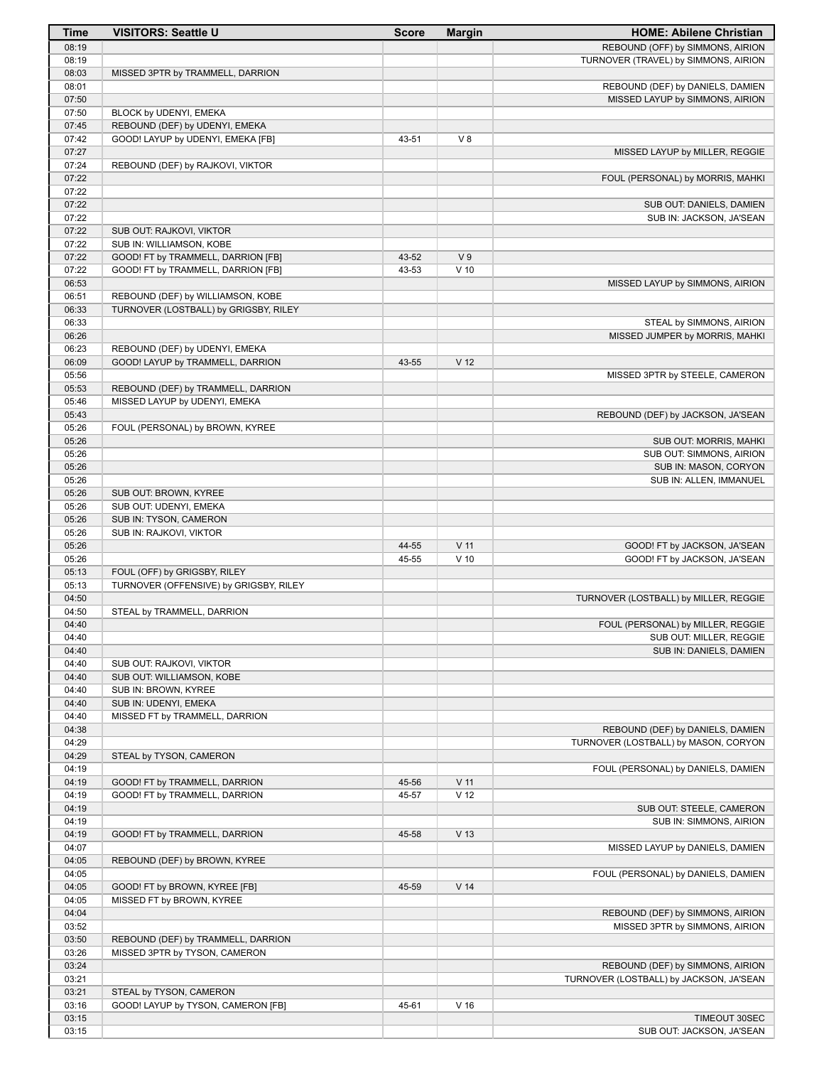| Time | VISITORS: Seattle U | Score | Margin | HOME: Abilene Christian |
|---|---|---|---|---|
| 08:19 | | | | REBOUND (OFF) by SIMMONS, AIRION |
| 08:19 | | | | TURNOVER (TRAVEL) by SIMMONS, AIRION |
| 08:03 | MISSED 3PTR by TRAMMELL, DARRION | | | |
| 08:01 | | | | REBOUND (DEF) by DANIELS, DAMIEN |
| 07:50 | | | | MISSED LAYUP by SIMMONS, AIRION |
| 07:50 | BLOCK by UDENYI, EMEKA | | | |
| 07:45 | REBOUND (DEF) by UDENYI, EMEKA | | | |
| 07:42 | GOOD! LAYUP by UDENYI, EMEKA [FB] | 43-51 | V 8 | |
| 07:27 | | | | MISSED LAYUP by MILLER, REGGIE |
| 07:24 | REBOUND (DEF) by RAJKOVI, VIKTOR | | | |
| 07:22 | | | | FOUL (PERSONAL) by MORRIS, MAHKI |
| 07:22 | | | | |
| 07:22 | | | | SUB OUT: DANIELS, DAMIEN |
| 07:22 | | | | SUB IN: JACKSON, JA'SEAN |
| 07:22 | SUB OUT: RAJKOVI, VIKTOR | | | |
| 07:22 | SUB IN: WILLIAMSON, KOBE | | | |
| 07:22 | GOOD! FT by TRAMMELL, DARRION [FB] | 43-52 | V 9 | |
| 07:22 | GOOD! FT by TRAMMELL, DARRION [FB] | 43-53 | V 10 | |
| 06:53 | | | | MISSED LAYUP by SIMMONS, AIRION |
| 06:51 | REBOUND (DEF) by WILLIAMSON, KOBE | | | |
| 06:33 | TURNOVER (LOSTBALL) by GRIGSBY, RILEY | | | |
| 06:33 | | | | STEAL by SIMMONS, AIRION |
| 06:26 | | | | MISSED JUMPER by MORRIS, MAHKI |
| 06:23 | REBOUND (DEF) by UDENYI, EMEKA | | | |
| 06:09 | GOOD! LAYUP by TRAMMELL, DARRION | 43-55 | V 12 | |
| 05:56 | | | | MISSED 3PTR by STEELE, CAMERON |
| 05:53 | REBOUND (DEF) by TRAMMELL, DARRION | | | |
| 05:46 | MISSED LAYUP by UDENYI, EMEKA | | | |
| 05:43 | | | | REBOUND (DEF) by JACKSON, JA'SEAN |
| 05:26 | FOUL (PERSONAL) by BROWN, KYREE | | | |
| 05:26 | | | | SUB OUT: MORRIS, MAHKI |
| 05:26 | | | | SUB OUT: SIMMONS, AIRION |
| 05:26 | | | | SUB IN: MASON, CORYON |
| 05:26 | | | | SUB IN: ALLEN, IMMANUEL |
| 05:26 | SUB OUT: BROWN, KYREE | | | |
| 05:26 | SUB OUT: UDENYI, EMEKA | | | |
| 05:26 | SUB IN: TYSON, CAMERON | | | |
| 05:26 | SUB IN: RAJKOVI, VIKTOR | | | |
| 05:26 | | 44-55 | V 11 | GOOD! FT by JACKSON, JA'SEAN |
| 05:26 | | 45-55 | V 10 | GOOD! FT by JACKSON, JA'SEAN |
| 05:13 | FOUL (OFF) by GRIGSBY, RILEY | | | |
| 05:13 | TURNOVER (OFFENSIVE) by GRIGSBY, RILEY | | | |
| 04:50 | | | | TURNOVER (LOSTBALL) by MILLER, REGGIE |
| 04:50 | STEAL by TRAMMELL, DARRION | | | |
| 04:40 | | | | FOUL (PERSONAL) by MILLER, REGGIE |
| 04:40 | | | | SUB OUT: MILLER, REGGIE |
| 04:40 | | | | SUB IN: DANIELS, DAMIEN |
| 04:40 | SUB OUT: RAJKOVI, VIKTOR | | | |
| 04:40 | SUB OUT: WILLIAMSON, KOBE | | | |
| 04:40 | SUB IN: BROWN, KYREE | | | |
| 04:40 | SUB IN: UDENYI, EMEKA | | | |
| 04:40 | MISSED FT by TRAMMELL, DARRION | | | |
| 04:38 | | | | REBOUND (DEF) by DANIELS, DAMIEN |
| 04:29 | | | | TURNOVER (LOSTBALL) by MASON, CORYON |
| 04:29 | STEAL by TYSON, CAMERON | | | |
| 04:19 | | | | FOUL (PERSONAL) by DANIELS, DAMIEN |
| 04:19 | GOOD! FT by TRAMMELL, DARRION | 45-56 | V 11 | |
| 04:19 | GOOD! FT by TRAMMELL, DARRION | 45-57 | V 12 | |
| 04:19 | | | | SUB OUT: STEELE, CAMERON |
| 04:19 | | | | SUB IN: SIMMONS, AIRION |
| 04:19 | GOOD! FT by TRAMMELL, DARRION | 45-58 | V 13 | |
| 04:07 | | | | MISSED LAYUP by DANIELS, DAMIEN |
| 04:05 | REBOUND (DEF) by BROWN, KYREE | | | |
| 04:05 | | | | FOUL (PERSONAL) by DANIELS, DAMIEN |
| 04:05 | GOOD! FT by BROWN, KYREE [FB] | 45-59 | V 14 | |
| 04:05 | MISSED FT by BROWN, KYREE | | | |
| 04:04 | | | | REBOUND (DEF) by SIMMONS, AIRION |
| 03:52 | | | | MISSED 3PTR by SIMMONS, AIRION |
| 03:50 | REBOUND (DEF) by TRAMMELL, DARRION | | | |
| 03:26 | MISSED 3PTR by TYSON, CAMERON | | | |
| 03:24 | | | | REBOUND (DEF) by SIMMONS, AIRION |
| 03:21 | | | | TURNOVER (LOSTBALL) by JACKSON, JA'SEAN |
| 03:21 | STEAL by TYSON, CAMERON | | | |
| 03:16 | GOOD! LAYUP by TYSON, CAMERON [FB] | 45-61 | V 16 | |
| 03:15 | | | | TIMEOUT 30SEC |
| 03:15 | | | | SUB OUT: JACKSON, JA'SEAN |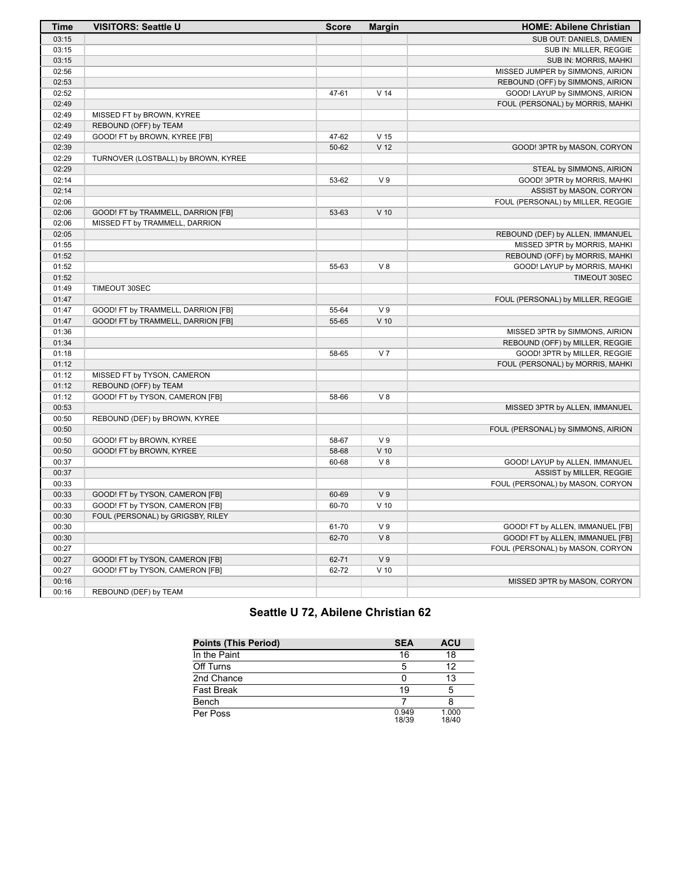| Time | VISITORS: Seattle U | Score | Margin | HOME: Abilene Christian |
|---|---|---|---|---|
| 03:15 | | | | SUB OUT: DANIELS, DAMIEN |
| 03:15 | | | | SUB IN: MILLER, REGGIE |
| 03:15 | | | | SUB IN: MORRIS, MAHKI |
| 02:56 | | | | MISSED JUMPER by SIMMONS, AIRION |
| 02:53 | | | | REBOUND (OFF) by SIMMONS, AIRION |
| 02:52 | | 47-61 | V 14 | GOOD! LAYUP by SIMMONS, AIRION |
| 02:49 | | | | FOUL (PERSONAL) by MORRIS, MAHKI |
| 02:49 | MISSED FT by BROWN, KYREE | | | |
| 02:49 | REBOUND (OFF) by TEAM | | | |
| 02:49 | GOOD! FT by BROWN, KYREE [FB] | 47-62 | V 15 | |
| 02:39 | | 50-62 | V 12 | GOOD! 3PTR by MASON, CORYON |
| 02:29 | TURNOVER (LOSTBALL) by BROWN, KYREE | | | |
| 02:29 | | | | STEAL by SIMMONS, AIRION |
| 02:14 | | 53-62 | V 9 | GOOD! 3PTR by MORRIS, MAHKI |
| 02:14 | | | | ASSIST by MASON, CORYON |
| 02:06 | | | | FOUL (PERSONAL) by MILLER, REGGIE |
| 02:06 | GOOD! FT by TRAMMELL, DARRION [FB] | 53-63 | V 10 | |
| 02:06 | MISSED FT by TRAMMELL, DARRION | | | |
| 02:05 | | | | REBOUND (DEF) by ALLEN, IMMANUEL |
| 01:55 | | | | MISSED 3PTR by MORRIS, MAHKI |
| 01:52 | | | | REBOUND (OFF) by MORRIS, MAHKI |
| 01:52 | | 55-63 | V 8 | GOOD! LAYUP by MORRIS, MAHKI |
| 01:52 | | | | TIMEOUT 30SEC |
| 01:49 | TIMEOUT 30SEC | | | |
| 01:47 | | | | FOUL (PERSONAL) by MILLER, REGGIE |
| 01:47 | GOOD! FT by TRAMMELL, DARRION [FB] | 55-64 | V 9 | |
| 01:47 | GOOD! FT by TRAMMELL, DARRION [FB] | 55-65 | V 10 | |
| 01:36 | | | | MISSED 3PTR by SIMMONS, AIRION |
| 01:34 | | | | REBOUND (OFF) by MILLER, REGGIE |
| 01:18 | | 58-65 | V 7 | GOOD! 3PTR by MILLER, REGGIE |
| 01:12 | | | | FOUL (PERSONAL) by MORRIS, MAHKI |
| 01:12 | MISSED FT by TYSON, CAMERON | | | |
| 01:12 | REBOUND (OFF) by TEAM | | | |
| 01:12 | GOOD! FT by TYSON, CAMERON [FB] | 58-66 | V 8 | |
| 00:53 | | | | MISSED 3PTR by ALLEN, IMMANUEL |
| 00:50 | REBOUND (DEF) by BROWN, KYREE | | | |
| 00:50 | | | | FOUL (PERSONAL) by SIMMONS, AIRION |
| 00:50 | GOOD! FT by BROWN, KYREE | 58-67 | V 9 | |
| 00:50 | GOOD! FT by BROWN, KYREE | 58-68 | V 10 | |
| 00:37 | | 60-68 | V 8 | GOOD! LAYUP by ALLEN, IMMANUEL |
| 00:37 | | | | ASSIST by MILLER, REGGIE |
| 00:33 | | | | FOUL (PERSONAL) by MASON, CORYON |
| 00:33 | GOOD! FT by TYSON, CAMERON [FB] | 60-69 | V 9 | |
| 00:33 | GOOD! FT by TYSON, CAMERON [FB] | 60-70 | V 10 | |
| 00:30 | FOUL (PERSONAL) by GRIGSBY, RILEY | | | |
| 00:30 | | 61-70 | V 9 | GOOD! FT by ALLEN, IMMANUEL [FB] |
| 00:30 | | 62-70 | V 8 | GOOD! FT by ALLEN, IMMANUEL [FB] |
| 00:27 | | | | FOUL (PERSONAL) by MASON, CORYON |
| 00:27 | GOOD! FT by TYSON, CAMERON [FB] | 62-71 | V 9 | |
| 00:27 | GOOD! FT by TYSON, CAMERON [FB] | 62-72 | V 10 | |
| 00:16 | | | | MISSED 3PTR by MASON, CORYON |
| 00:16 | REBOUND (DEF) by TEAM | | | |

## Seattle U 72, Abilene Christian 62

| Points (This Period) | SEA | ACU |
|---|---|---|
| In the Paint | 16 | 18 |
| Off Turns | 5 | 12 |
| 2nd Chance | 0 | 13 |
| Fast Break | 19 | 5 |
| Bench | 7 | 8 |
| Per Poss | 0.949 18/39 | 1.000 18/40 |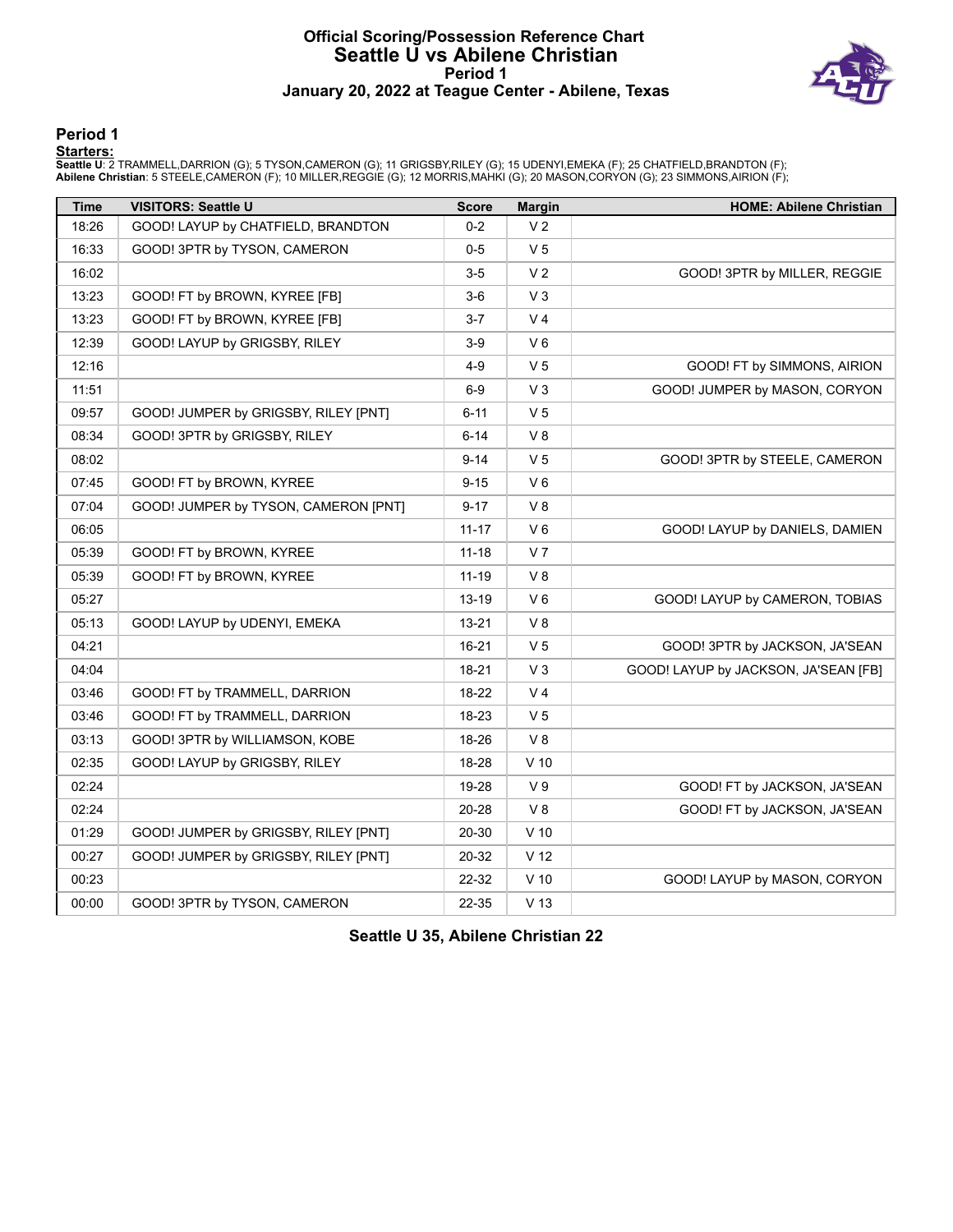# Official Scoring/Possession Reference Chart
## Seattle U vs Abilene Christian
### Period 1
### January 20, 2022 at Teague Center - Abilene, Texas

## Period 1

**Starters:**

**Seattle U**: 2 TRAMMELL,DARRION (G); 5 TYSON,CAMERON (G); 11 GRIGSBY,RILEY (G); 15 UDENYI,EMEKA (F); 25 CHATFIELD,BRANDTON (F);
**Abilene Christian**: 5 STEELE,CAMERON (F); 10 MILLER,REGGIE (G); 12 MORRIS,MAHKI (G); 20 MASON,CORYON (G); 23 SIMMONS,AIRION (F);

| Time | VISITORS: Seattle U | Score | Margin | HOME: Abilene Christian |
|---|---|---|---|---|
| 18:26 | GOOD! LAYUP by CHATFIELD, BRANDTON | 0-2 | V 2 | |
| 16:33 | GOOD! 3PTR by TYSON, CAMERON | 0-5 | V 5 | |
| 16:02 | | 3-5 | V 2 | GOOD! 3PTR by MILLER, REGGIE |
| 13:23 | GOOD! FT by BROWN, KYREE [FB] | 3-6 | V 3 | |
| 13:23 | GOOD! FT by BROWN, KYREE [FB] | 3-7 | V 4 | |
| 12:39 | GOOD! LAYUP by GRIGSBY, RILEY | 3-9 | V 6 | |
| 12:16 | | 4-9 | V 5 | GOOD! FT by SIMMONS, AIRION |
| 11:51 | | 6-9 | V 3 | GOOD! JUMPER by MASON, CORYON |
| 09:57 | GOOD! JUMPER by GRIGSBY, RILEY [PNT] | 6-11 | V 5 | |
| 08:34 | GOOD! 3PTR by GRIGSBY, RILEY | 6-14 | V 8 | |
| 08:02 | | 9-14 | V 5 | GOOD! 3PTR by STEELE, CAMERON |
| 07:45 | GOOD! FT by BROWN, KYREE | 9-15 | V 6 | |
| 07:04 | GOOD! JUMPER by TYSON, CAMERON [PNT] | 9-17 | V 8 | |
| 06:05 | | 11-17 | V 6 | GOOD! LAYUP by DANIELS, DAMIEN |
| 05:39 | GOOD! FT by BROWN, KYREE | 11-18 | V 7 | |
| 05:39 | GOOD! FT by BROWN, KYREE | 11-19 | V 8 | |
| 05:27 | | 13-19 | V 6 | GOOD! LAYUP by CAMERON, TOBIAS |
| 05:13 | GOOD! LAYUP by UDENYI, EMEKA | 13-21 | V 8 | |
| 04:21 | | 16-21 | V 5 | GOOD! 3PTR by JACKSON, JA'SEAN |
| 04:04 | | 18-21 | V 3 | GOOD! LAYUP by JACKSON, JA'SEAN [FB] |
| 03:46 | GOOD! FT by TRAMMELL, DARRION | 18-22 | V 4 | |
| 03:46 | GOOD! FT by TRAMMELL, DARRION | 18-23 | V 5 | |
| 03:13 | GOOD! 3PTR by WILLIAMSON, KOBE | 18-26 | V 8 | |
| 02:35 | GOOD! LAYUP by GRIGSBY, RILEY | 18-28 | V 10 | |
| 02:24 | | 19-28 | V 9 | GOOD! FT by JACKSON, JA'SEAN |
| 02:24 | | 20-28 | V 8 | GOOD! FT by JACKSON, JA'SEAN |
| 01:29 | GOOD! JUMPER by GRIGSBY, RILEY [PNT] | 20-30 | V 10 | |
| 00:27 | GOOD! JUMPER by GRIGSBY, RILEY [PNT] | 20-32 | V 12 | |
| 00:23 | | 22-32 | V 10 | GOOD! LAYUP by MASON, CORYON |
| 00:00 | GOOD! 3PTR by TYSON, CAMERON | 22-35 | V 13 | |

**Seattle U 35, Abilene Christian 22**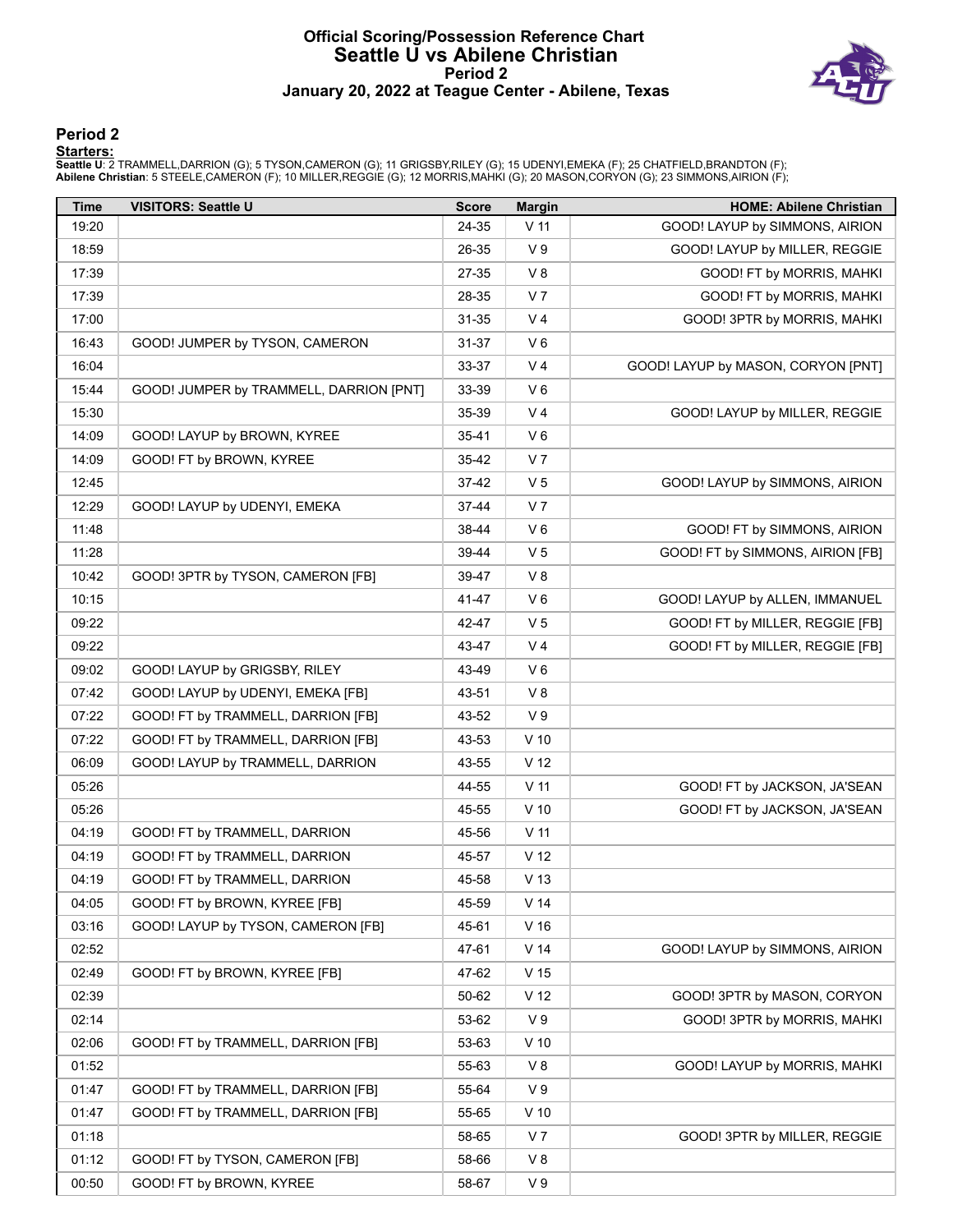# Official Scoring/Possession Reference Chart
## Seattle U vs Abilene Christian
### Period 2
### January 20, 2022 at Teague Center - Abilene, Texas

## Period 2

**Starters:**

**Seattle U**: 2 TRAMMELL,DARRION (G); 5 TYSON,CAMERON (G); 11 GRIGSBY,RILEY (G); 15 UDENYI,EMEKA (F); 25 CHATFIELD,BRANDTON (F);
**Abilene Christian**: 5 STEELE,CAMERON (F); 10 MILLER,REGGIE (G); 12 MORRIS,MAHKI (G); 20 MASON,CORYON (G); 23 SIMMONS,AIRION (F);

| Time | VISITORS: Seattle U | Score | Margin | HOME: Abilene Christian |
|---|---|---|---|---|
| 19:20 | | 24-35 | V 11 | GOOD! LAYUP by SIMMONS, AIRION |
| 18:59 | | 26-35 | V 9 | GOOD! LAYUP by MILLER, REGGIE |
| 17:39 | | 27-35 | V 8 | GOOD! FT by MORRIS, MAHKI |
| 17:39 | | 28-35 | V 7 | GOOD! FT by MORRIS, MAHKI |
| 17:00 | | 31-35 | V 4 | GOOD! 3PTR by MORRIS, MAHKI |
| 16:43 | GOOD! JUMPER by TYSON, CAMERON | 31-37 | V 6 | |
| 16:04 | | 33-37 | V 4 | GOOD! LAYUP by MASON, CORYON [PNT] |
| 15:44 | GOOD! JUMPER by TRAMMELL, DARRION [PNT] | 33-39 | V 6 | |
| 15:30 | | 35-39 | V 4 | GOOD! LAYUP by MILLER, REGGIE |
| 14:09 | GOOD! LAYUP by BROWN, KYREE | 35-41 | V 6 | |
| 14:09 | GOOD! FT by BROWN, KYREE | 35-42 | V 7 | |
| 12:45 | | 37-42 | V 5 | GOOD! LAYUP by SIMMONS, AIRION |
| 12:29 | GOOD! LAYUP by UDENYI, EMEKA | 37-44 | V 7 | |
| 11:48 | | 38-44 | V 6 | GOOD! FT by SIMMONS, AIRION |
| 11:28 | | 39-44 | V 5 | GOOD! FT by SIMMONS, AIRION [FB] |
| 10:42 | GOOD! 3PTR by TYSON, CAMERON [FB] | 39-47 | V 8 | |
| 10:15 | | 41-47 | V 6 | GOOD! LAYUP by ALLEN, IMMANUEL |
| 09:22 | | 42-47 | V 5 | GOOD! FT by MILLER, REGGIE [FB] |
| 09:22 | | 43-47 | V 4 | GOOD! FT by MILLER, REGGIE [FB] |
| 09:02 | GOOD! LAYUP by GRIGSBY, RILEY | 43-49 | V 6 | |
| 07:42 | GOOD! LAYUP by UDENYI, EMEKA [FB] | 43-51 | V 8 | |
| 07:22 | GOOD! FT by TRAMMELL, DARRION [FB] | 43-52 | V 9 | |
| 07:22 | GOOD! FT by TRAMMELL, DARRION [FB] | 43-53 | V 10 | |
| 06:09 | GOOD! LAYUP by TRAMMELL, DARRION | 43-55 | V 12 | |
| 05:26 | | 44-55 | V 11 | GOOD! FT by JACKSON, JA'SEAN |
| 05:26 | | 45-55 | V 10 | GOOD! FT by JACKSON, JA'SEAN |
| 04:19 | GOOD! FT by TRAMMELL, DARRION | 45-56 | V 11 | |
| 04:19 | GOOD! FT by TRAMMELL, DARRION | 45-57 | V 12 | |
| 04:19 | GOOD! FT by TRAMMELL, DARRION | 45-58 | V 13 | |
| 04:05 | GOOD! FT by BROWN, KYREE [FB] | 45-59 | V 14 | |
| 03:16 | GOOD! LAYUP by TYSON, CAMERON [FB] | 45-61 | V 16 | |
| 02:52 | | 47-61 | V 14 | GOOD! LAYUP by SIMMONS, AIRION |
| 02:49 | GOOD! FT by BROWN, KYREE [FB] | 47-62 | V 15 | |
| 02:39 | | 50-62 | V 12 | GOOD! 3PTR by MASON, CORYON |
| 02:14 | | 53-62 | V 9 | GOOD! 3PTR by MORRIS, MAHKI |
| 02:06 | GOOD! FT by TRAMMELL, DARRION [FB] | 53-63 | V 10 | |
| 01:52 | | 55-63 | V 8 | GOOD! LAYUP by MORRIS, MAHKI |
| 01:47 | GOOD! FT by TRAMMELL, DARRION [FB] | 55-64 | V 9 | |
| 01:47 | GOOD! FT by TRAMMELL, DARRION [FB] | 55-65 | V 10 | |
| 01:18 | | 58-65 | V 7 | GOOD! 3PTR by MILLER, REGGIE |
| 01:12 | GOOD! FT by TYSON, CAMERON [FB] | 58-66 | V 8 | |
| 00:50 | GOOD! FT by BROWN, KYREE | 58-67 | V 9 | |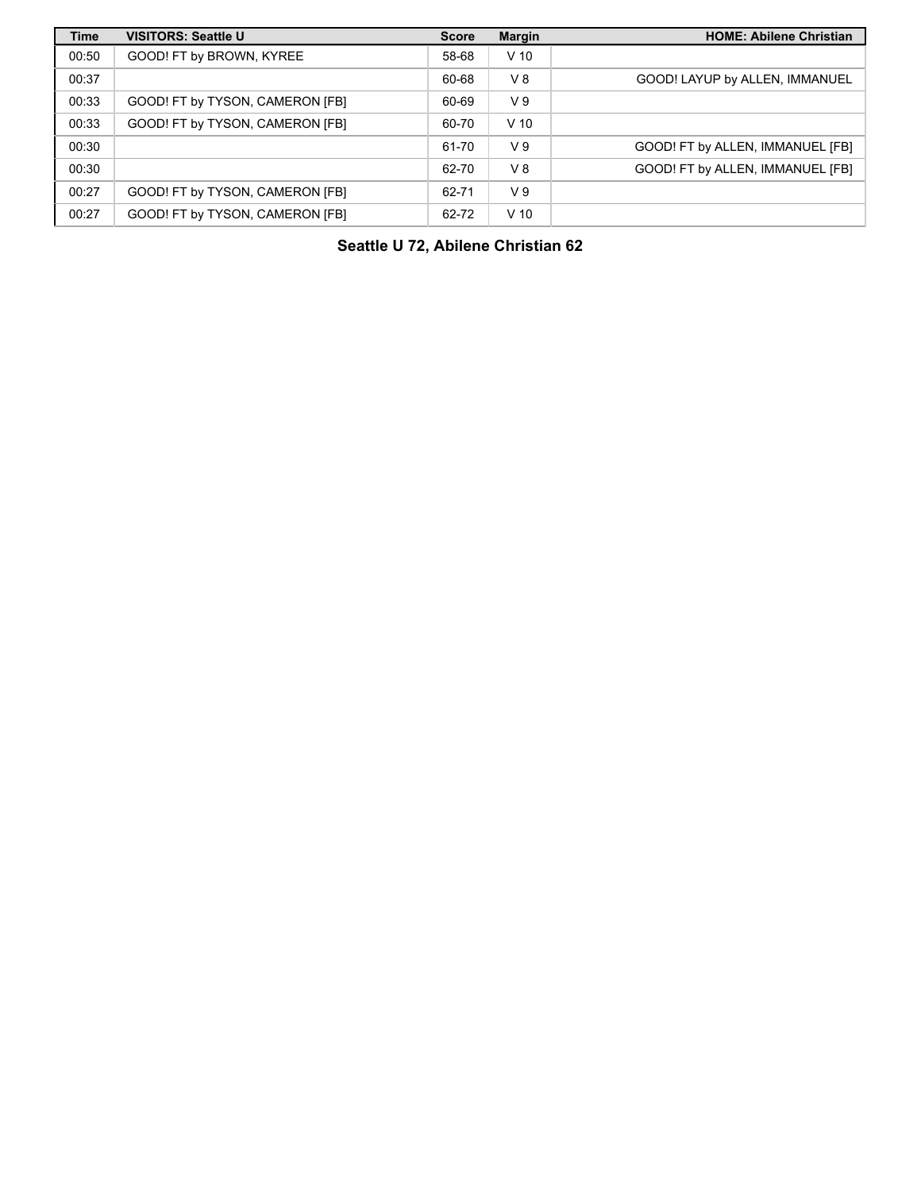| Time | VISITORS: Seattle U | Score | Margin | HOME: Abilene Christian |
| --- | --- | --- | --- | --- |
| 00:50 | GOOD! FT by BROWN, KYREE | 58-68 | V 10 | |
| 00:37 | | 60-68 | V 8 | GOOD! LAYUP by ALLEN, IMMANUEL |
| 00:33 | GOOD! FT by TYSON, CAMERON [FB] | 60-69 | V 9 | |
| 00:33 | GOOD! FT by TYSON, CAMERON [FB] | 60-70 | V 10 | |
| 00:30 | | 61-70 | V 9 | GOOD! FT by ALLEN, IMMANUEL [FB] |
| 00:30 | | 62-70 | V 8 | GOOD! FT by ALLEN, IMMANUEL [FB] |
| 00:27 | GOOD! FT by TYSON, CAMERON [FB] | 62-71 | V 9 | |
| 00:27 | GOOD! FT by TYSON, CAMERON [FB] | 62-72 | V 10 | |

**Seattle U 72, Abilene Christian 62**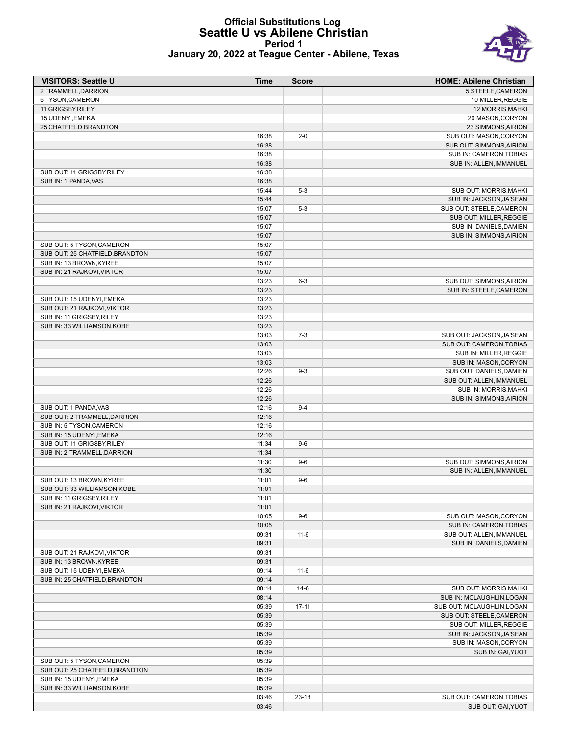# Official Substitutions Log
## Seattle U vs Abilene Christian
### Period 1
### January 20, 2022 at Teague Center - Abilene, Texas

| VISITORS: Seattle U | Time | Score | HOME: Abilene Christian |
|---|---|---|---|
| 2 TRAMMELL,DARRION | | | 5 STEELE,CAMERON |
| 5 TYSON,CAMERON | | | 10 MILLER,REGGIE |
| 11 GRIGSBY,RILEY | | | 12 MORRIS,MAHKI |
| 15 UDENYI,EMEKA | | | 20 MASON,CORYON |
| 25 CHATFIELD,BRANDTON | | | 23 SIMMONS,AIRION |
| | 16:38 | 2-0 | SUB OUT: MASON,CORYON |
| | 16:38 | | SUB OUT: SIMMONS,AIRION |
| | 16:38 | | SUB IN: CAMERON,TOBIAS |
| | 16:38 | | SUB IN: ALLEN,IMMANUEL |
| SUB OUT: 11 GRIGSBY,RILEY | 16:38 | | |
| SUB IN: 1 PANDA,VAS | 16:38 | | |
| | 15:44 | 5-3 | SUB OUT: MORRIS,MAHKI |
| | 15:44 | | SUB IN: JACKSON,JA'SEAN |
| | 15:07 | 5-3 | SUB OUT: STEELE,CAMERON |
| | 15:07 | | SUB OUT: MILLER,REGGIE |
| | 15:07 | | SUB IN: DANIELS,DAMIEN |
| | 15:07 | | SUB IN: SIMMONS,AIRION |
| SUB OUT: 5 TYSON,CAMERON | 15:07 | | |
| SUB OUT: 25 CHATFIELD,BRANDTON | 15:07 | | |
| SUB IN: 13 BROWN,KYREE | 15:07 | | |
| SUB IN: 21 RAJKOVI,VIKTOR | 15:07 | | |
| | 13:23 | 6-3 | SUB OUT: SIMMONS,AIRION |
| | 13:23 | | SUB IN: STEELE,CAMERON |
| SUB OUT: 15 UDENYI,EMEKA | 13:23 | | |
| SUB OUT: 21 RAJKOVI,VIKTOR | 13:23 | | |
| SUB IN: 11 GRIGSBY,RILEY | 13:23 | | |
| SUB IN: 33 WILLIAMSON,KOBE | 13:23 | | |
| | 13:03 | 7-3 | SUB OUT: JACKSON,JA'SEAN |
| | 13:03 | | SUB OUT: CAMERON,TOBIAS |
| | 13:03 | | SUB IN: MILLER,REGGIE |
| | 13:03 | | SUB IN: MASON,CORYON |
| | 12:26 | 9-3 | SUB OUT: DANIELS,DAMIEN |
| | 12:26 | | SUB OUT: ALLEN,IMMANUEL |
| | 12:26 | | SUB IN: MORRIS,MAHKI |
| | 12:26 | | SUB IN: SIMMONS,AIRION |
| SUB OUT: 1 PANDA,VAS | 12:16 | 9-4 | |
| SUB OUT: 2 TRAMMELL,DARRION | 12:16 | | |
| SUB IN: 5 TYSON,CAMERON | 12:16 | | |
| SUB IN: 15 UDENYI,EMEKA | 12:16 | | |
| SUB OUT: 11 GRIGSBY,RILEY | 11:34 | 9-6 | |
| SUB IN: 2 TRAMMELL,DARRION | 11:34 | | |
| | 11:30 | 9-6 | SUB OUT: SIMMONS,AIRION |
| | 11:30 | | SUB IN: ALLEN,IMMANUEL |
| SUB OUT: 13 BROWN,KYREE | 11:01 | 9-6 | |
| SUB OUT: 33 WILLIAMSON,KOBE | 11:01 | | |
| SUB IN: 11 GRIGSBY,RILEY | 11:01 | | |
| SUB IN: 21 RAJKOVI,VIKTOR | 11:01 | | |
| | 10:05 | 9-6 | SUB OUT: MASON,CORYON |
| | 10:05 | | SUB IN: CAMERON,TOBIAS |
| | 09:31 | 11-6 | SUB OUT: ALLEN,IMMANUEL |
| | 09:31 | | SUB IN: DANIELS,DAMIEN |
| SUB OUT: 21 RAJKOVI,VIKTOR | 09:31 | | |
| SUB IN: 13 BROWN,KYREE | 09:31 | | |
| SUB OUT: 15 UDENYI,EMEKA | 09:14 | 11-6 | |
| SUB IN: 25 CHATFIELD,BRANDTON | 09:14 | | |
| | 08:14 | 14-6 | SUB OUT: MORRIS,MAHKI |
| | 08:14 | | SUB IN: MCLAUGHLIN,LOGAN |
| | 05:39 | 17-11 | SUB OUT: MCLAUGHLIN,LOGAN |
| | 05:39 | | SUB OUT: STEELE,CAMERON |
| | 05:39 | | SUB OUT: MILLER,REGGIE |
| | 05:39 | | SUB IN: JACKSON,JA'SEAN |
| | 05:39 | | SUB IN: MASON,CORYON |
| | 05:39 | | SUB IN: GAI,YUOT |
| SUB OUT: 5 TYSON,CAMERON | 05:39 | | |
| SUB OUT: 25 CHATFIELD,BRANDTON | 05:39 | | |
| SUB IN: 15 UDENYI,EMEKA | 05:39 | | |
| SUB IN: 33 WILLIAMSON,KOBE | 05:39 | | |
| | 03:46 | 23-18 | SUB OUT: CAMERON,TOBIAS |
| | 03:46 | | SUB OUT: GAI,YUOT |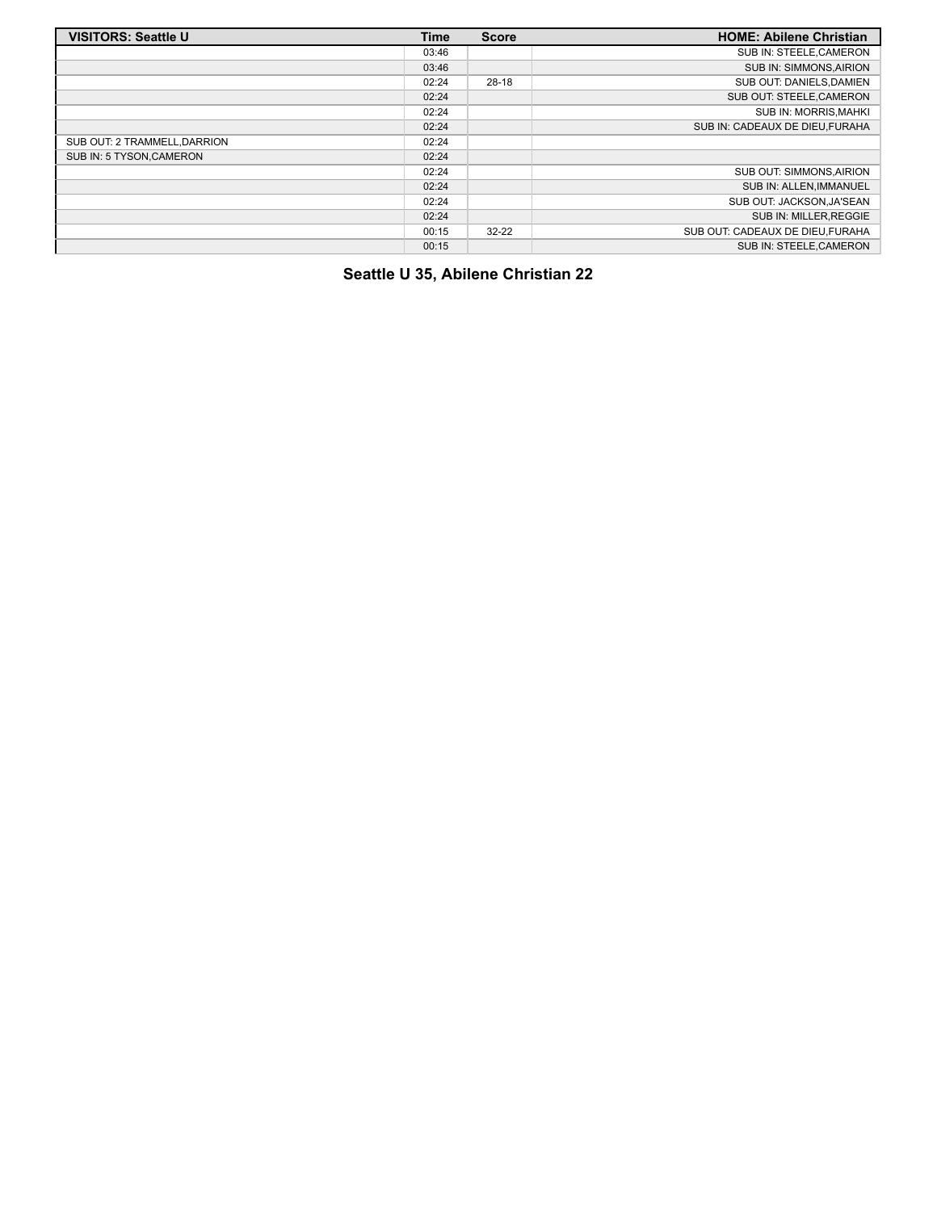| VISITORS: Seattle U | Time | Score | HOME: Abilene Christian |
|---|---|---|---|
| | 03:46 | | SUB IN: STEELE,CAMERON |
| | 03:46 | | SUB IN: SIMMONS,AIRION |
| | 02:24 | 28-18 | SUB OUT: DANIELS,DAMIEN |
| | 02:24 | | SUB OUT: STEELE,CAMERON |
| | 02:24 | | SUB IN: MORRIS,MAHKI |
| | 02:24 | | SUB IN: CADEAUX DE DIEU,FURAHA |
| SUB OUT: 2 TRAMMELL,DARRION | 02:24 | | |
| SUB IN: 5 TYSON,CAMERON | 02:24 | | |
| | 02:24 | | SUB OUT: SIMMONS,AIRION |
| | 02:24 | | SUB IN: ALLEN,IMMANUEL |
| | 02:24 | | SUB OUT: JACKSON,JA'SEAN |
| | 02:24 | | SUB IN: MILLER,REGGIE |
| | 00:15 | 32-22 | SUB OUT: CADEAUX DE DIEU,FURAHA |
| | 00:15 | | SUB IN: STEELE,CAMERON |

**Seattle U 35, Abilene Christian 22**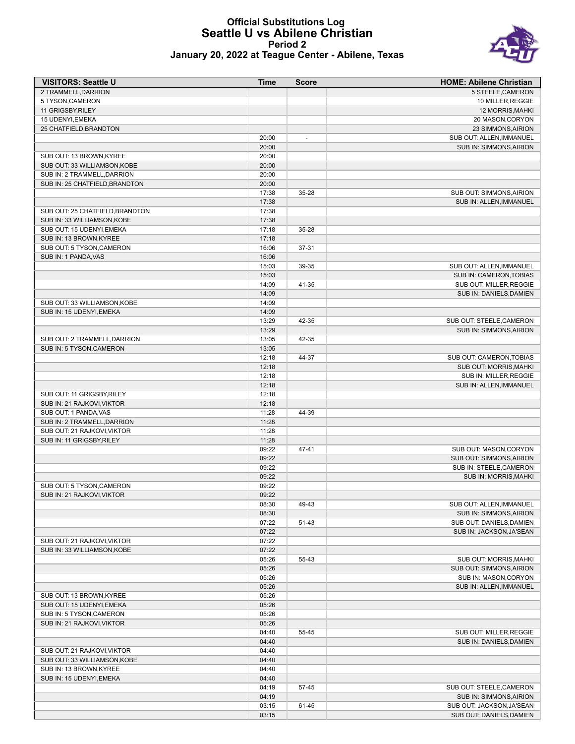# Official Substitutions Log
## Seattle U vs Abilene Christian
### Period 2
### January 20, 2022 at Teague Center - Abilene, Texas

| VISITORS: Seattle U | Time | Score | HOME: Abilene Christian |
|---|---|---|---|
| 2 TRAMMELL,DARRION | | | 5 STEELE,CAMERON |
| 5 TYSON,CAMERON | | | 10 MILLER,REGGIE |
| 11 GRIGSBY,RILEY | | | 12 MORRIS,MAHKI |
| 15 UDENYI,EMEKA | | | 20 MASON,CORYON |
| 25 CHATFIELD,BRANDTON | | | 23 SIMMONS,AIRION |
| | 20:00 | - | SUB OUT: ALLEN,IMMANUEL |
| | 20:00 | | SUB IN: SIMMONS,AIRION |
| SUB OUT: 13 BROWN,KYREE | 20:00 | | |
| SUB OUT: 33 WILLIAMSON,KOBE | 20:00 | | |
| SUB IN: 2 TRAMMELL,DARRION | 20:00 | | |
| SUB IN: 25 CHATFIELD,BRANDTON | 20:00 | | |
| | 17:38 | 35-28 | SUB OUT: SIMMONS,AIRION |
| | 17:38 | | SUB IN: ALLEN,IMMANUEL |
| SUB OUT: 25 CHATFIELD,BRANDTON | 17:38 | | |
| SUB IN: 33 WILLIAMSON,KOBE | 17:38 | | |
| SUB OUT: 15 UDENYI,EMEKA | 17:18 | 35-28 | |
| SUB IN: 13 BROWN,KYREE | 17:18 | | |
| SUB OUT: 5 TYSON,CAMERON | 16:06 | 37-31 | |
| SUB IN: 1 PANDA,VAS | 16:06 | | |
| | 15:03 | 39-35 | SUB OUT: ALLEN,IMMANUEL |
| | 15:03 | | SUB IN: CAMERON,TOBIAS |
| | 14:09 | 41-35 | SUB OUT: MILLER,REGGIE |
| | 14:09 | | SUB IN: DANIELS,DAMIEN |
| SUB OUT: 33 WILLIAMSON,KOBE | 14:09 | | |
| SUB IN: 15 UDENYI,EMEKA | 14:09 | | |
| | 13:29 | 42-35 | SUB OUT: STEELE,CAMERON |
| | 13:29 | | SUB IN: SIMMONS,AIRION |
| SUB OUT: 2 TRAMMELL,DARRION | 13:05 | 42-35 | |
| SUB IN: 5 TYSON,CAMERON | 13:05 | | |
| | 12:18 | 44-37 | SUB OUT: CAMERON,TOBIAS |
| | 12:18 | | SUB OUT: MORRIS,MAHKI |
| | 12:18 | | SUB IN: MILLER,REGGIE |
| | 12:18 | | SUB IN: ALLEN,IMMANUEL |
| SUB OUT: 11 GRIGSBY,RILEY | 12:18 | | |
| SUB IN: 21 RAJKOVI,VIKTOR | 12:18 | | |
| SUB OUT: 1 PANDA,VAS | 11:28 | 44-39 | |
| SUB IN: 2 TRAMMELL,DARRION | 11:28 | | |
| SUB OUT: 21 RAJKOVI,VIKTOR | 11:28 | | |
| SUB IN: 11 GRIGSBY,RILEY | 11:28 | | |
| | 09:22 | 47-41 | SUB OUT: MASON,CORYON |
| | 09:22 | | SUB OUT: SIMMONS,AIRION |
| | 09:22 | | SUB IN: STEELE,CAMERON |
| | 09:22 | | SUB IN: MORRIS,MAHKI |
| SUB OUT: 5 TYSON,CAMERON | 09:22 | | |
| SUB IN: 21 RAJKOVI,VIKTOR | 09:22 | | |
| | 08:30 | 49-43 | SUB OUT: ALLEN,IMMANUEL |
| | 08:30 | | SUB IN: SIMMONS,AIRION |
| | 07:22 | 51-43 | SUB OUT: DANIELS,DAMIEN |
| | 07:22 | | SUB IN: JACKSON,JA'SEAN |
| SUB OUT: 21 RAJKOVI,VIKTOR | 07:22 | | |
| SUB IN: 33 WILLIAMSON,KOBE | 07:22 | | |
| | 05:26 | 55-43 | SUB OUT: MORRIS,MAHKI |
| | 05:26 | | SUB OUT: SIMMONS,AIRION |
| | 05:26 | | SUB IN: MASON,CORYON |
| | 05:26 | | SUB IN: ALLEN,IMMANUEL |
| SUB OUT: 13 BROWN,KYREE | 05:26 | | |
| SUB OUT: 15 UDENYI,EMEKA | 05:26 | | |
| SUB IN: 5 TYSON,CAMERON | 05:26 | | |
| SUB IN: 21 RAJKOVI,VIKTOR | 05:26 | | |
| | 04:40 | 55-45 | SUB OUT: MILLER,REGGIE |
| | 04:40 | | SUB IN: DANIELS,DAMIEN |
| SUB OUT: 21 RAJKOVI,VIKTOR | 04:40 | | |
| SUB OUT: 33 WILLIAMSON,KOBE | 04:40 | | |
| SUB IN: 13 BROWN,KYREE | 04:40 | | |
| SUB IN: 15 UDENYI,EMEKA | 04:40 | | |
| | 04:19 | 57-45 | SUB OUT: STEELE,CAMERON |
| | 04:19 | | SUB IN: SIMMONS,AIRION |
| | 03:15 | 61-45 | SUB OUT: JACKSON,JA'SEAN |
| | 03:15 | | SUB OUT: DANIELS,DAMIEN |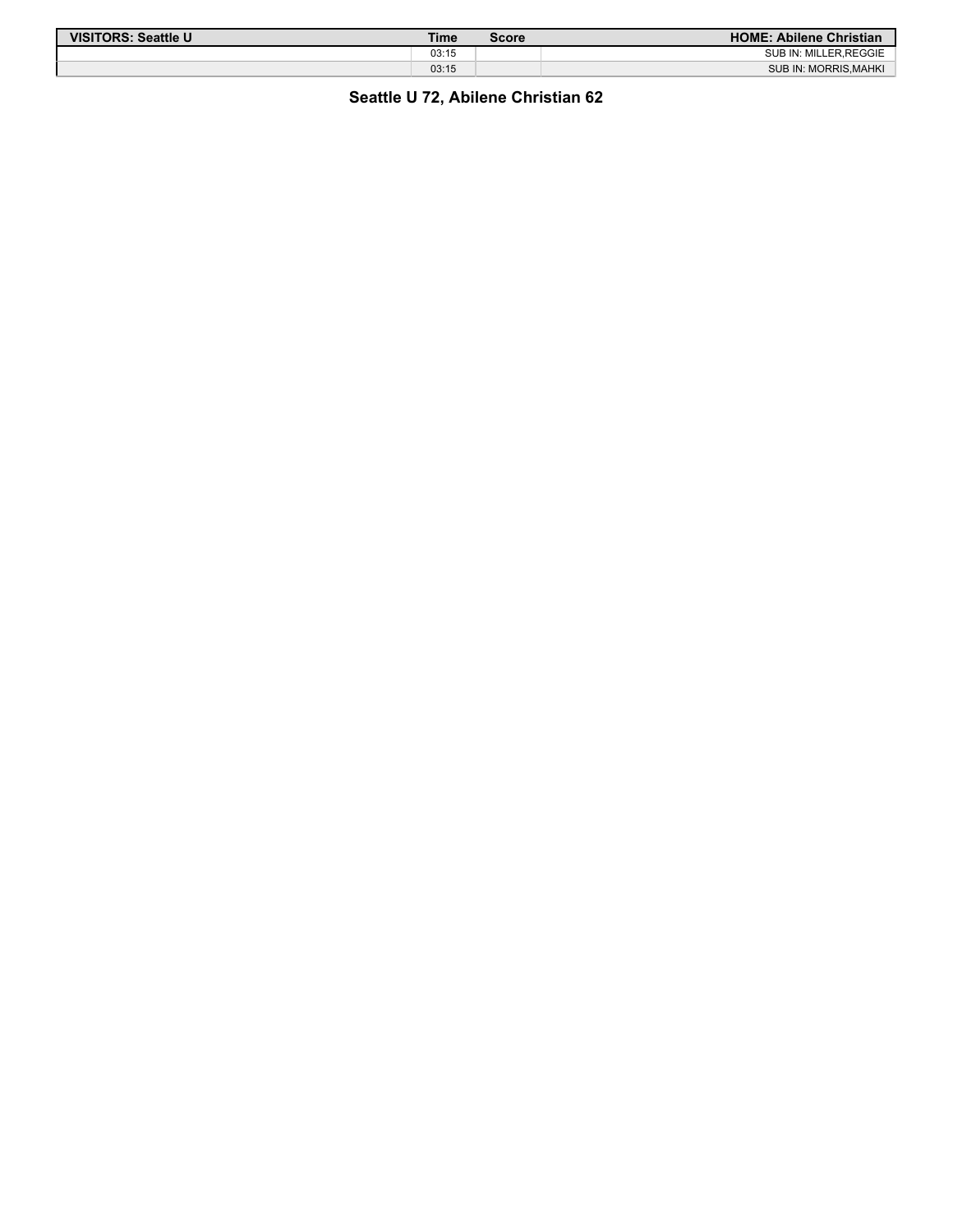| VISITORS: Seattle U | Time | Score | HOME: Abilene Christian |
| --- | --- | --- | --- |
| | 03:15 | | SUB IN: MILLER,REGGIE |
| | 03:15 | | SUB IN: MORRIS,MAHKI |

**Seattle U 72, Abilene Christian 62**